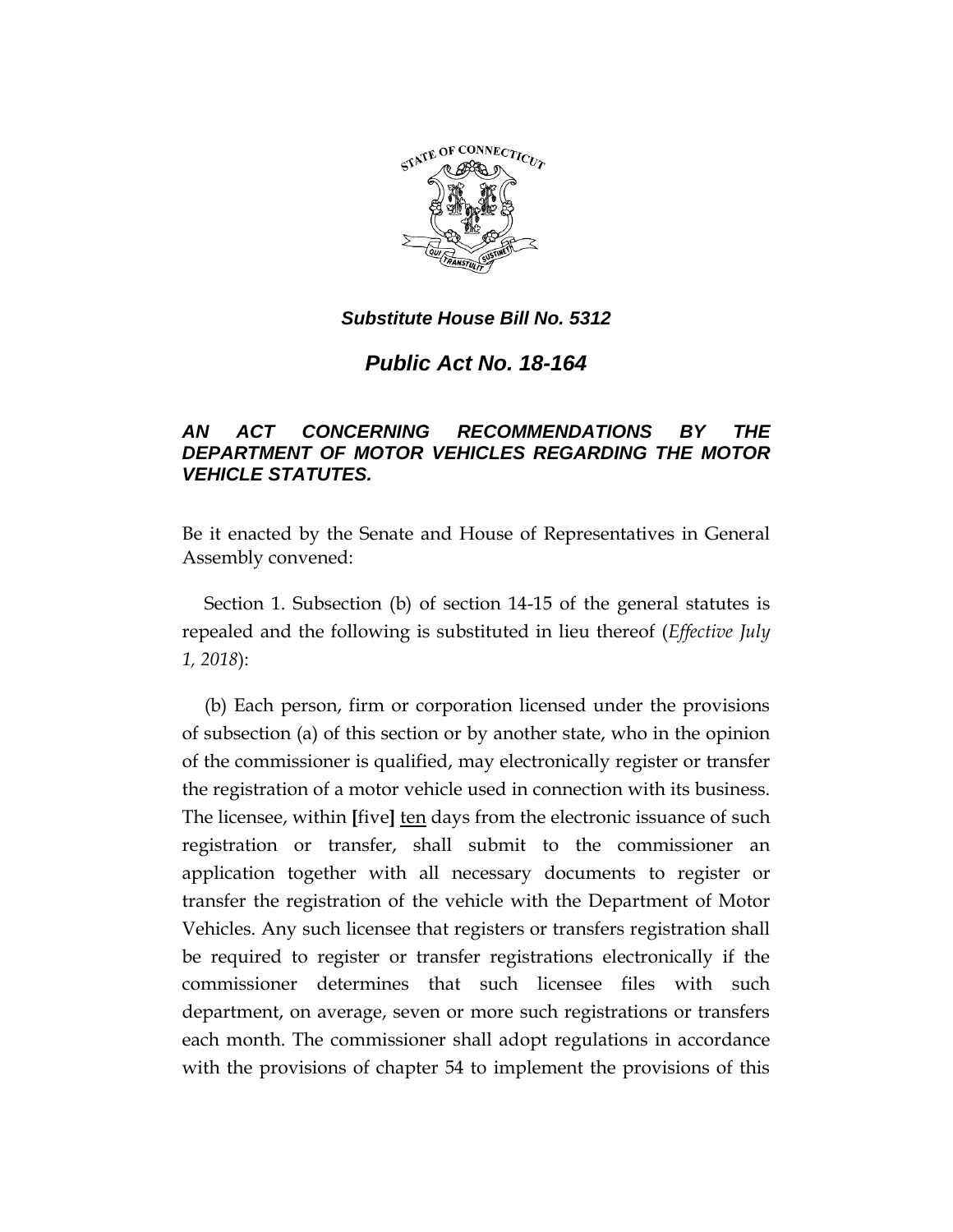***Substitute House Bill No. 5312***

# *Public Act No. 18-164*

## *AN ACT CONCERNING RECOMMENDATIONS BY THE DEPARTMENT OF MOTOR VEHICLES REGARDING THE MOTOR VEHICLE STATUTES.*

Be it enacted by the Senate and House of Representatives in General Assembly convened:

Section 1. Subsection (b) of section 14-15 of the general statutes is repealed and the following is substituted in lieu thereof (*Effective July 1, 2018*):

(b) Each person, firm or corporation licensed under the provisions of subsection (a) of this section or by another state, who in the opinion of the commissioner is qualified, may electronically register or transfer the registration of a motor vehicle used in connection with its business. The licensee, within **[**five**]** <u>ten</u> days from the electronic issuance of such registration or transfer, shall submit to the commissioner an application together with all necessary documents to register or transfer the registration of the vehicle with the Department of Motor Vehicles. Any such licensee that registers or transfers registration shall be required to register or transfer registrations electronically if the commissioner determines that such licensee files with such department, on average, seven or more such registrations or transfers each month. The commissioner shall adopt regulations in accordance with the provisions of chapter 54 to implement the provisions of this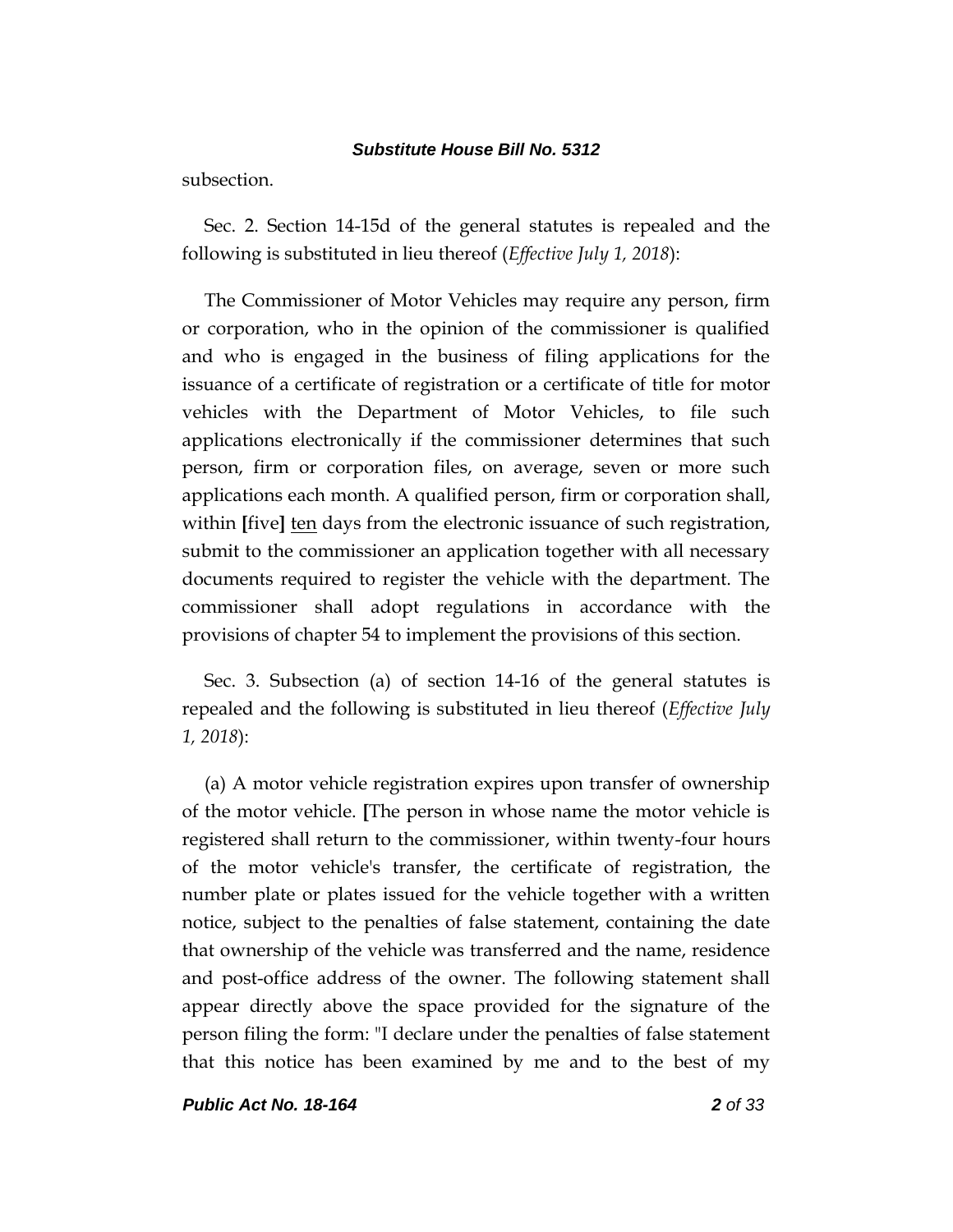subsection.

Sec. 2. Section 14-15d of the general statutes is repealed and the following is substituted in lieu thereof (*Effective July 1, 2018*):

The Commissioner of Motor Vehicles may require any person, firm or corporation, who in the opinion of the commissioner is qualified and who is engaged in the business of filing applications for the issuance of a certificate of registration or a certificate of title for motor vehicles with the Department of Motor Vehicles, to file such applications electronically if the commissioner determines that such person, firm or corporation files, on average, seven or more such applications each month. A qualified person, firm or corporation shall, within **[**five**]** <u>ten</u> days from the electronic issuance of such registration, submit to the commissioner an application together with all necessary documents required to register the vehicle with the department. The commissioner shall adopt regulations in accordance with the provisions of chapter 54 to implement the provisions of this section.

Sec. 3. Subsection (a) of section 14-16 of the general statutes is repealed and the following is substituted in lieu thereof (*Effective July 1, 2018*):

(a) A motor vehicle registration expires upon transfer of ownership of the motor vehicle. **[**The person in whose name the motor vehicle is registered shall return to the commissioner, within twenty-four hours of the motor vehicle's transfer, the certificate of registration, the number plate or plates issued for the vehicle together with a written notice, subject to the penalties of false statement, containing the date that ownership of the vehicle was transferred and the name, residence and post-office address of the owner. The following statement shall appear directly above the space provided for the signature of the person filing the form: "I declare under the penalties of false statement that this notice has been examined by me and to the best of my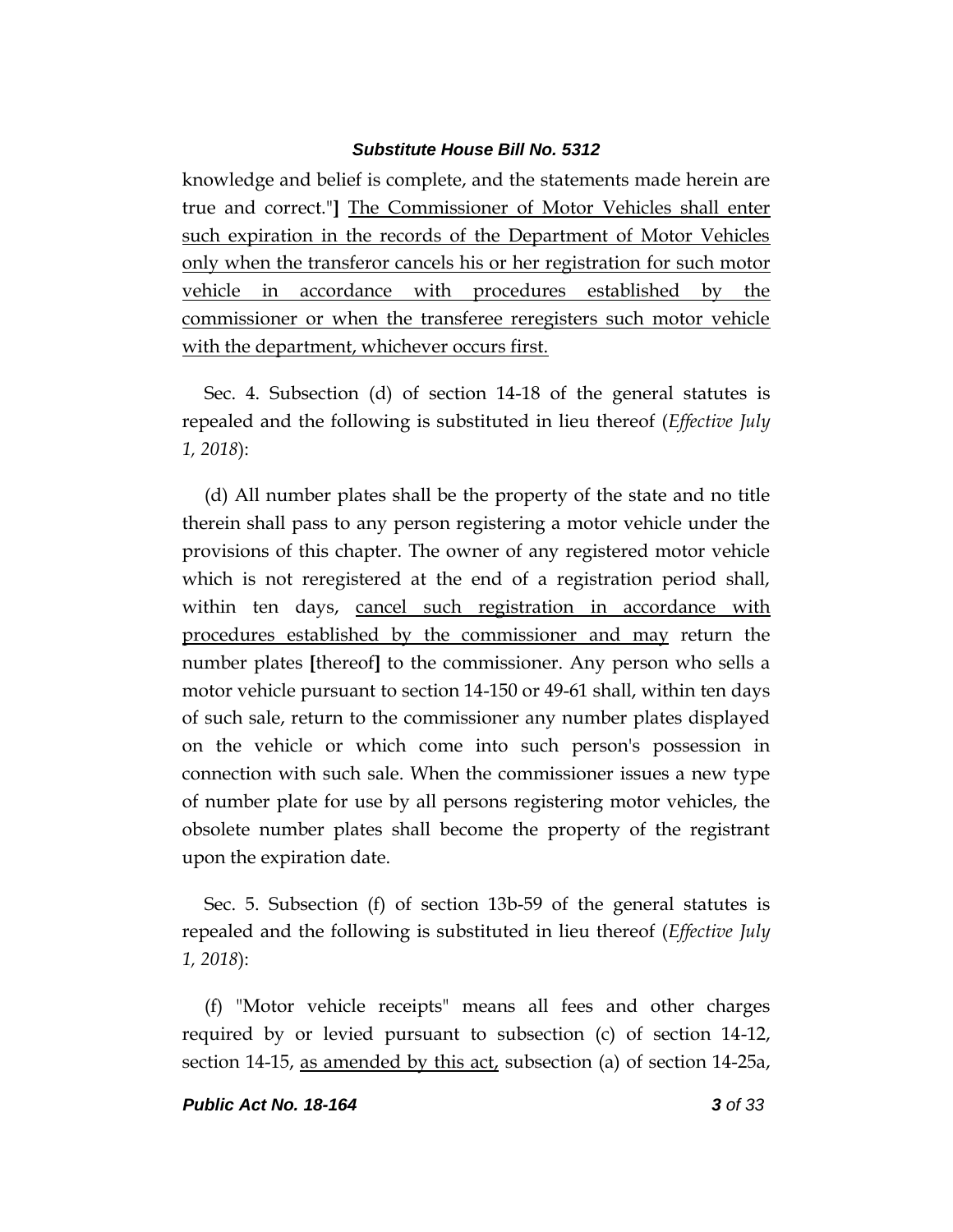knowledge and belief is complete, and the statements made herein are true and correct."] The Commissioner of Motor Vehicles shall enter such expiration in the records of the Department of Motor Vehicles only when the transferor cancels his or her registration for such motor vehicle in accordance with procedures established by the commissioner or when the transferee reregisters such motor vehicle with the department, whichever occurs first.

Sec. 4. Subsection (d) of section 14-18 of the general statutes is repealed and the following is substituted in lieu thereof (*Effective July 1, 2018*):

(d) All number plates shall be the property of the state and no title therein shall pass to any person registering a motor vehicle under the provisions of this chapter. The owner of any registered motor vehicle which is not reregistered at the end of a registration period shall, within ten days, cancel such registration in accordance with procedures established by the commissioner and may return the number plates [thereof] to the commissioner. Any person who sells a motor vehicle pursuant to section 14-150 or 49-61 shall, within ten days of such sale, return to the commissioner any number plates displayed on the vehicle or which come into such person's possession in connection with such sale. When the commissioner issues a new type of number plate for use by all persons registering motor vehicles, the obsolete number plates shall become the property of the registrant upon the expiration date.

Sec. 5. Subsection (f) of section 13b-59 of the general statutes is repealed and the following is substituted in lieu thereof (*Effective July 1, 2018*):

(f) "Motor vehicle receipts" means all fees and other charges required by or levied pursuant to subsection (c) of section 14-12, section 14-15, as amended by this act, subsection (a) of section 14-25a,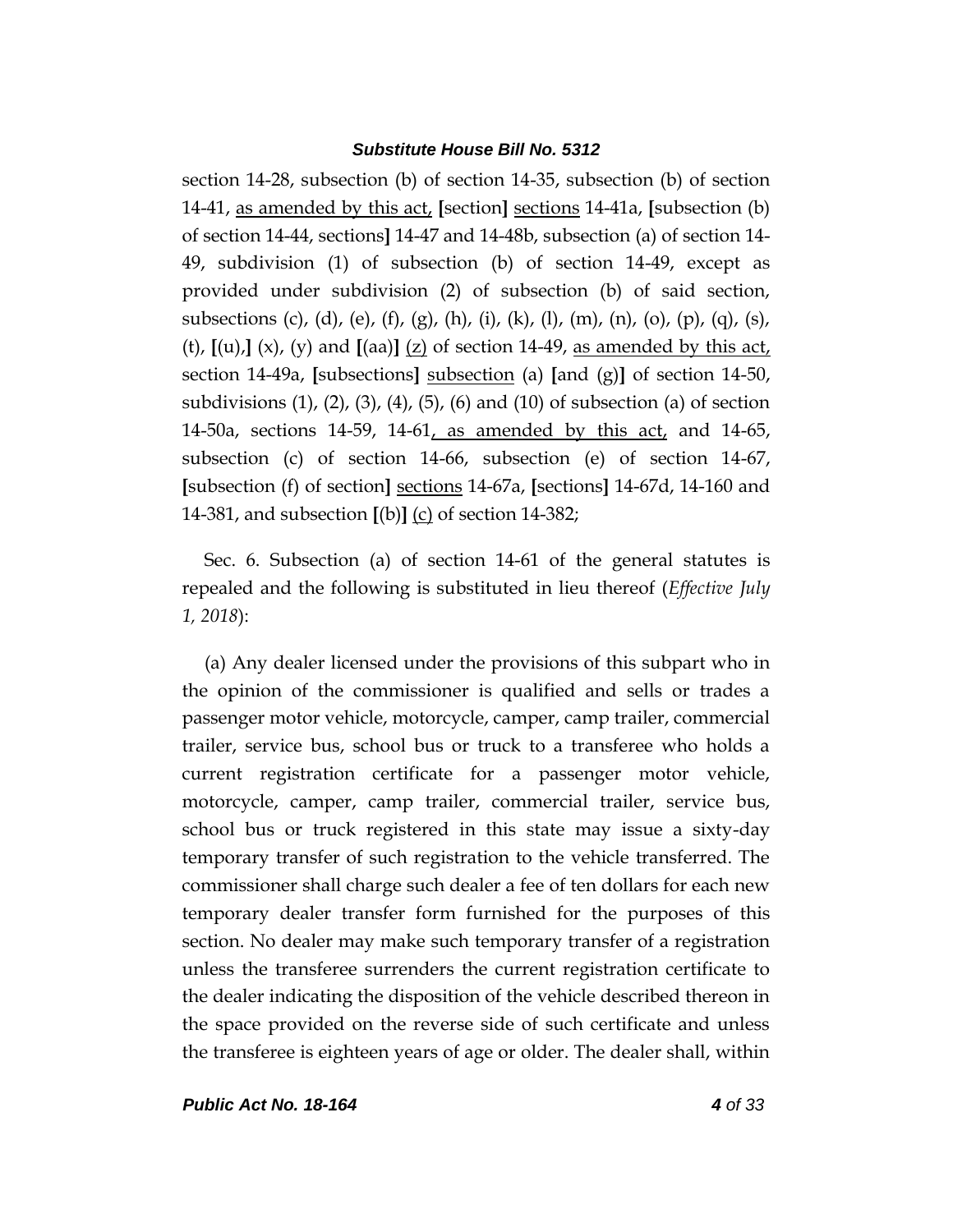section 14-28, subsection (b) of section 14-35, subsection (b) of section 14-41, as amended by this act, [section] sections 14-41a, [subsection (b) of section 14-44, sections] 14-47 and 14-48b, subsection (a) of section 14-49, subdivision (1) of subsection (b) of section 14-49, except as provided under subdivision (2) of subsection (b) of said section, subsections (c), (d), (e), (f), (g), (h), (i), (k), (l), (m), (n), (o), (p), (q), (s), (t), [(u),] (x), (y) and [(aa)] (z) of section 14-49, as amended by this act, section 14-49a, [subsections] subsection (a) [and (g)] of section 14-50, subdivisions (1), (2), (3), (4), (5), (6) and (10) of subsection (a) of section 14-50a, sections 14-59, 14-61, as amended by this act, and 14-65, subsection (c) of section 14-66, subsection (e) of section 14-67, [subsection (f) of section] sections 14-67a, [sections] 14-67d, 14-160 and 14-381, and subsection [(b)] (c) of section 14-382;

Sec. 6. Subsection (a) of section 14-61 of the general statutes is repealed and the following is substituted in lieu thereof (*Effective July 1, 2018*):

(a) Any dealer licensed under the provisions of this subpart who in the opinion of the commissioner is qualified and sells or trades a passenger motor vehicle, motorcycle, camper, camp trailer, commercial trailer, service bus, school bus or truck to a transferee who holds a current registration certificate for a passenger motor vehicle, motorcycle, camper, camp trailer, commercial trailer, service bus, school bus or truck registered in this state may issue a sixty-day temporary transfer of such registration to the vehicle transferred. The commissioner shall charge such dealer a fee of ten dollars for each new temporary dealer transfer form furnished for the purposes of this section. No dealer may make such temporary transfer of a registration unless the transferee surrenders the current registration certificate to the dealer indicating the disposition of the vehicle described thereon in the space provided on the reverse side of such certificate and unless the transferee is eighteen years of age or older. The dealer shall, within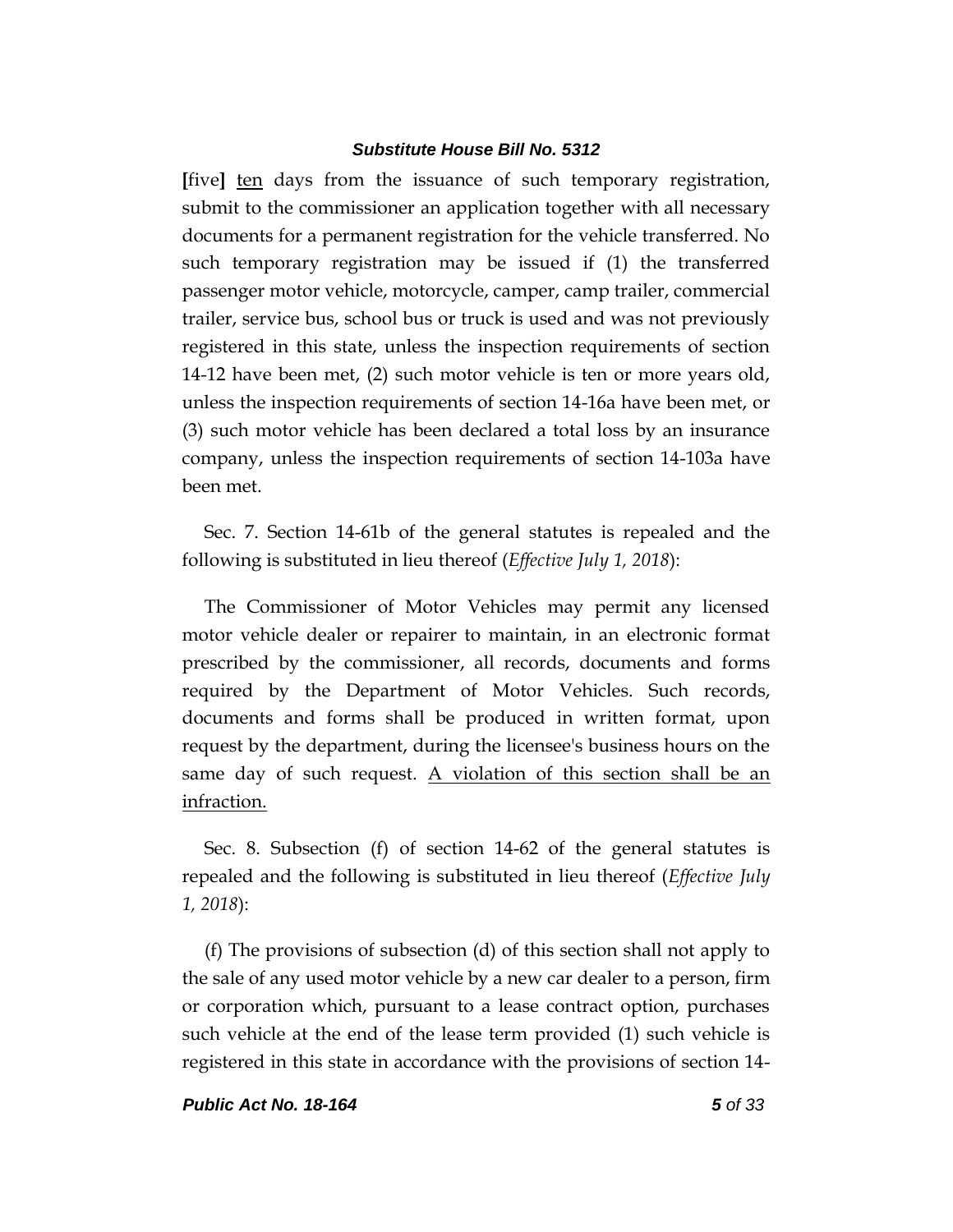[five] <u>ten</u> days from the issuance of such temporary registration, submit to the commissioner an application together with all necessary documents for a permanent registration for the vehicle transferred. No such temporary registration may be issued if (1) the transferred passenger motor vehicle, motorcycle, camper, camp trailer, commercial trailer, service bus, school bus or truck is used and was not previously registered in this state, unless the inspection requirements of section 14-12 have been met, (2) such motor vehicle is ten or more years old, unless the inspection requirements of section 14-16a have been met, or (3) such motor vehicle has been declared a total loss by an insurance company, unless the inspection requirements of section 14-103a have been met.

Sec. 7. Section 14-61b of the general statutes is repealed and the following is substituted in lieu thereof (*Effective July 1, 2018*):

The Commissioner of Motor Vehicles may permit any licensed motor vehicle dealer or repairer to maintain, in an electronic format prescribed by the commissioner, all records, documents and forms required by the Department of Motor Vehicles. Such records, documents and forms shall be produced in written format, upon request by the department, during the licensee's business hours on the same day of such request. <u>A violation of this section shall be an infraction.</u>

Sec. 8. Subsection (f) of section 14-62 of the general statutes is repealed and the following is substituted in lieu thereof (*Effective July 1, 2018*):

(f) The provisions of subsection (d) of this section shall not apply to the sale of any used motor vehicle by a new car dealer to a person, firm or corporation which, pursuant to a lease contract option, purchases such vehicle at the end of the lease term provided (1) such vehicle is registered in this state in accordance with the provisions of section 14-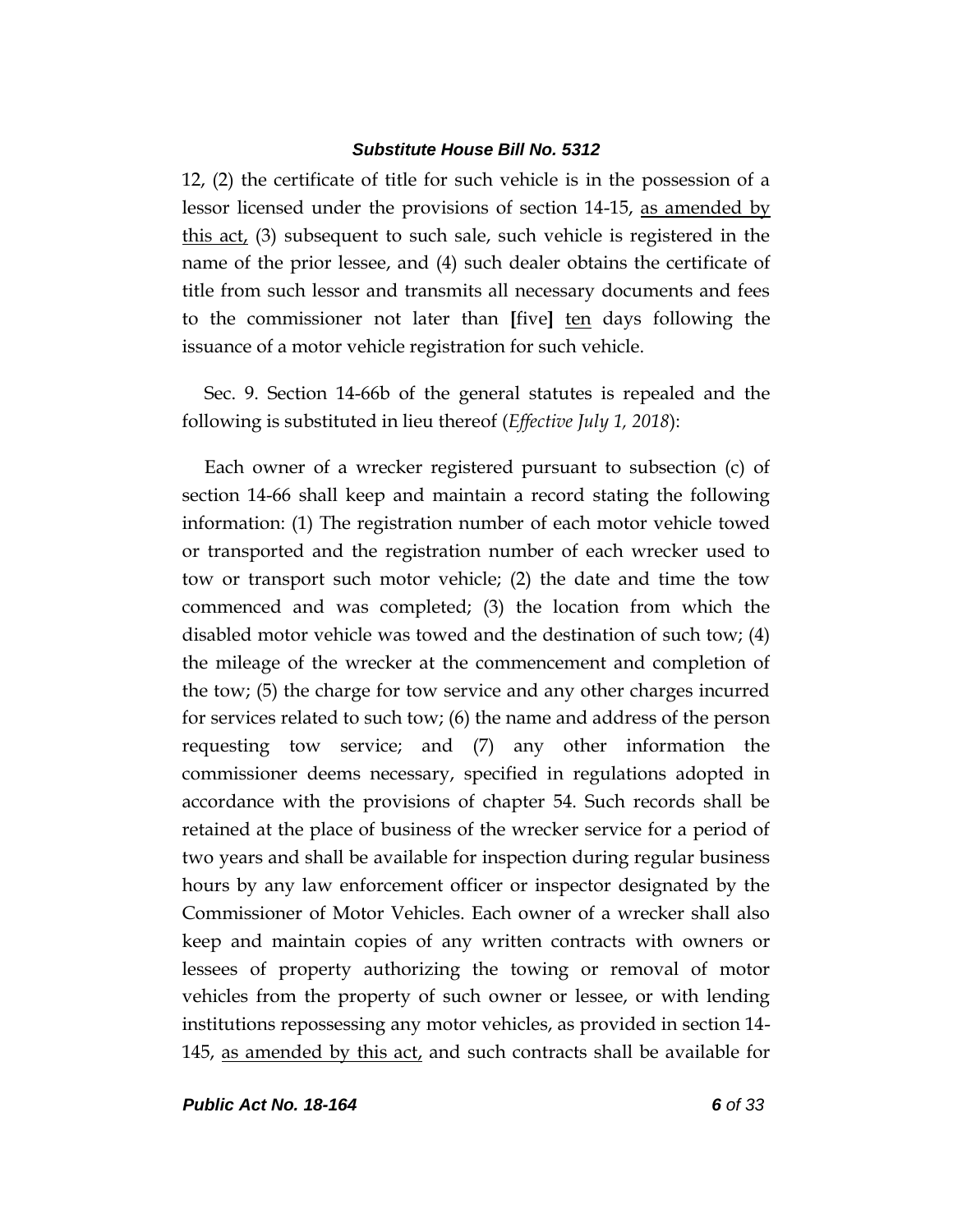12, (2) the certificate of title for such vehicle is in the possession of a lessor licensed under the provisions of section 14-15, <u>as amended by this act,</u> (3) subsequent to such sale, such vehicle is registered in the name of the prior lessee, and (4) such dealer obtains the certificate of title from such lessor and transmits all necessary documents and fees to the commissioner not later than **[**five**]** <u>ten</u> days following the issuance of a motor vehicle registration for such vehicle.

Sec. 9. Section 14-66b of the general statutes is repealed and the following is substituted in lieu thereof (*Effective July 1, 2018*):

Each owner of a wrecker registered pursuant to subsection (c) of section 14-66 shall keep and maintain a record stating the following information: (1) The registration number of each motor vehicle towed or transported and the registration number of each wrecker used to tow or transport such motor vehicle; (2) the date and time the tow commenced and was completed; (3) the location from which the disabled motor vehicle was towed and the destination of such tow; (4) the mileage of the wrecker at the commencement and completion of the tow; (5) the charge for tow service and any other charges incurred for services related to such tow; (6) the name and address of the person requesting tow service; and (7) any other information the commissioner deems necessary, specified in regulations adopted in accordance with the provisions of chapter 54. Such records shall be retained at the place of business of the wrecker service for a period of two years and shall be available for inspection during regular business hours by any law enforcement officer or inspector designated by the Commissioner of Motor Vehicles. Each owner of a wrecker shall also keep and maintain copies of any written contracts with owners or lessees of property authorizing the towing or removal of motor vehicles from the property of such owner or lessee, or with lending institutions repossessing any motor vehicles, as provided in section 14-145, <u>as amended by this act,</u> and such contracts shall be available for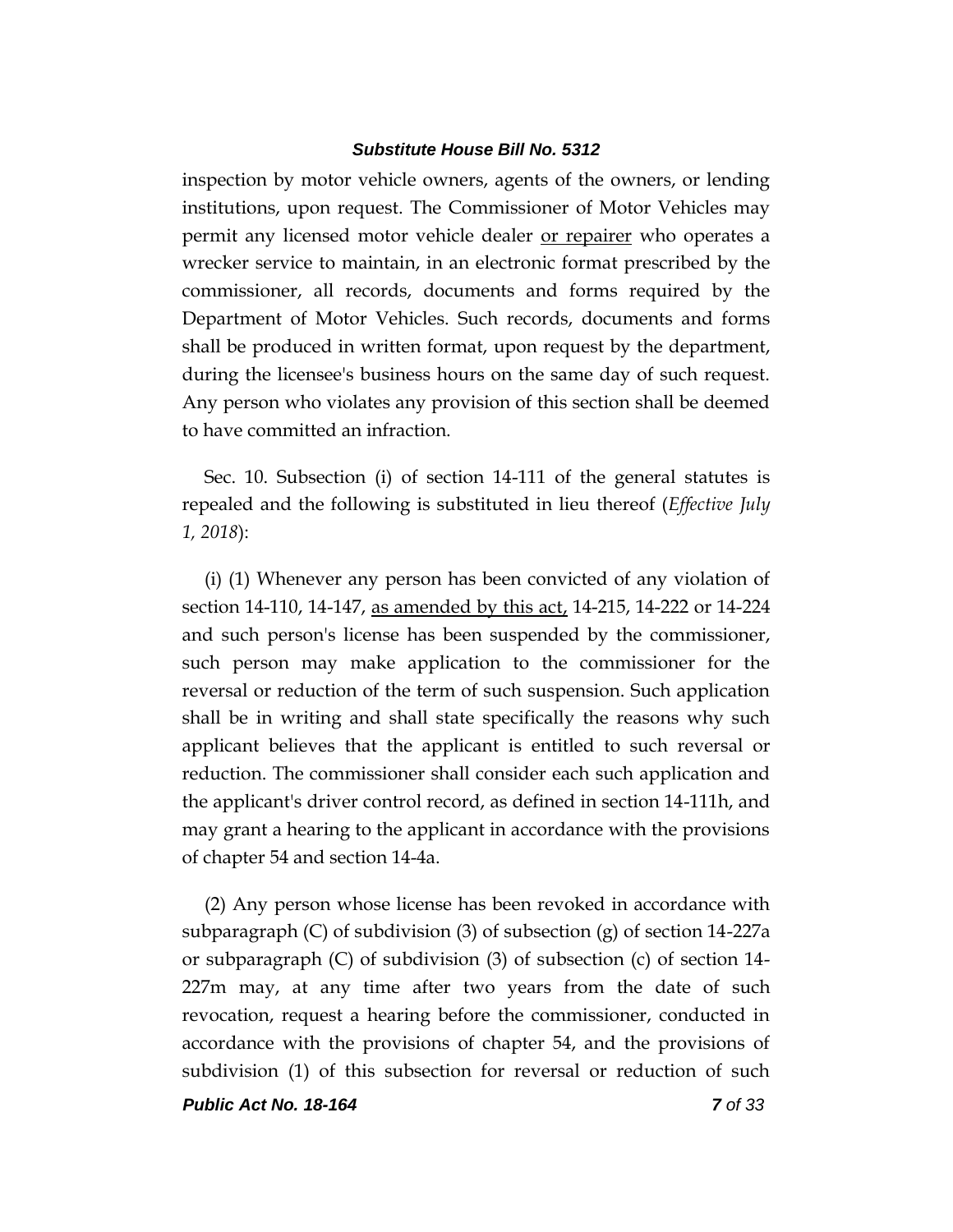inspection by motor vehicle owners, agents of the owners, or lending institutions, upon request. The Commissioner of Motor Vehicles may permit any licensed motor vehicle dealer <u>or repairer</u> who operates a wrecker service to maintain, in an electronic format prescribed by the commissioner, all records, documents and forms required by the Department of Motor Vehicles. Such records, documents and forms shall be produced in written format, upon request by the department, during the licensee's business hours on the same day of such request. Any person who violates any provision of this section shall be deemed to have committed an infraction.

Sec. 10. Subsection (i) of section 14-111 of the general statutes is repealed and the following is substituted in lieu thereof (*Effective July 1, 2018*):

(i) (1) Whenever any person has been convicted of any violation of section 14-110, 14-147, <u>as amended by this act,</u> 14-215, 14-222 or 14-224 and such person's license has been suspended by the commissioner, such person may make application to the commissioner for the reversal or reduction of the term of such suspension. Such application shall be in writing and shall state specifically the reasons why such applicant believes that the applicant is entitled to such reversal or reduction. The commissioner shall consider each such application and the applicant's driver control record, as defined in section 14-111h, and may grant a hearing to the applicant in accordance with the provisions of chapter 54 and section 14-4a.

(2) Any person whose license has been revoked in accordance with subparagraph (C) of subdivision (3) of subsection (g) of section 14-227a or subparagraph (C) of subdivision (3) of subsection (c) of section 14-227m may, at any time after two years from the date of such revocation, request a hearing before the commissioner, conducted in accordance with the provisions of chapter 54, and the provisions of subdivision (1) of this subsection for reversal or reduction of such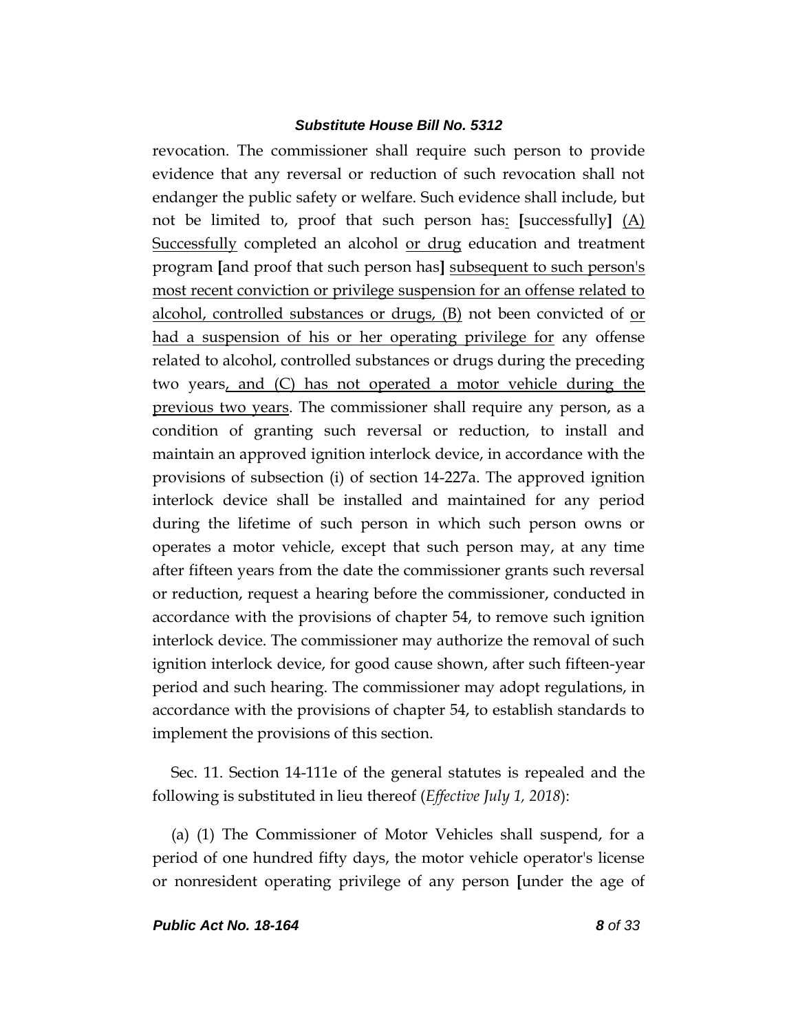revocation. The commissioner shall require such person to provide evidence that any reversal or reduction of such revocation shall not endanger the public safety or welfare. Such evidence shall include, but not be limited to, proof that such person has: **[**successfully**]** (A) Successfully completed an alcohol or drug education and treatment program **[**and proof that such person has**]** subsequent to such person's most recent conviction or privilege suspension for an offense related to alcohol, controlled substances or drugs, (B) not been convicted of or had a suspension of his or her operating privilege for any offense related to alcohol, controlled substances or drugs during the preceding two years, and (C) has not operated a motor vehicle during the previous two years. The commissioner shall require any person, as a condition of granting such reversal or reduction, to install and maintain an approved ignition interlock device, in accordance with the provisions of subsection (i) of section 14-227a. The approved ignition interlock device shall be installed and maintained for any period during the lifetime of such person in which such person owns or operates a motor vehicle, except that such person may, at any time after fifteen years from the date the commissioner grants such reversal or reduction, request a hearing before the commissioner, conducted in accordance with the provisions of chapter 54, to remove such ignition interlock device. The commissioner may authorize the removal of such ignition interlock device, for good cause shown, after such fifteen-year period and such hearing. The commissioner may adopt regulations, in accordance with the provisions of chapter 54, to establish standards to implement the provisions of this section.

Sec. 11. Section 14-111e of the general statutes is repealed and the following is substituted in lieu thereof (*Effective July 1, 2018*):

(a) (1) The Commissioner of Motor Vehicles shall suspend, for a period of one hundred fifty days, the motor vehicle operator's license or nonresident operating privilege of any person **[**under the age of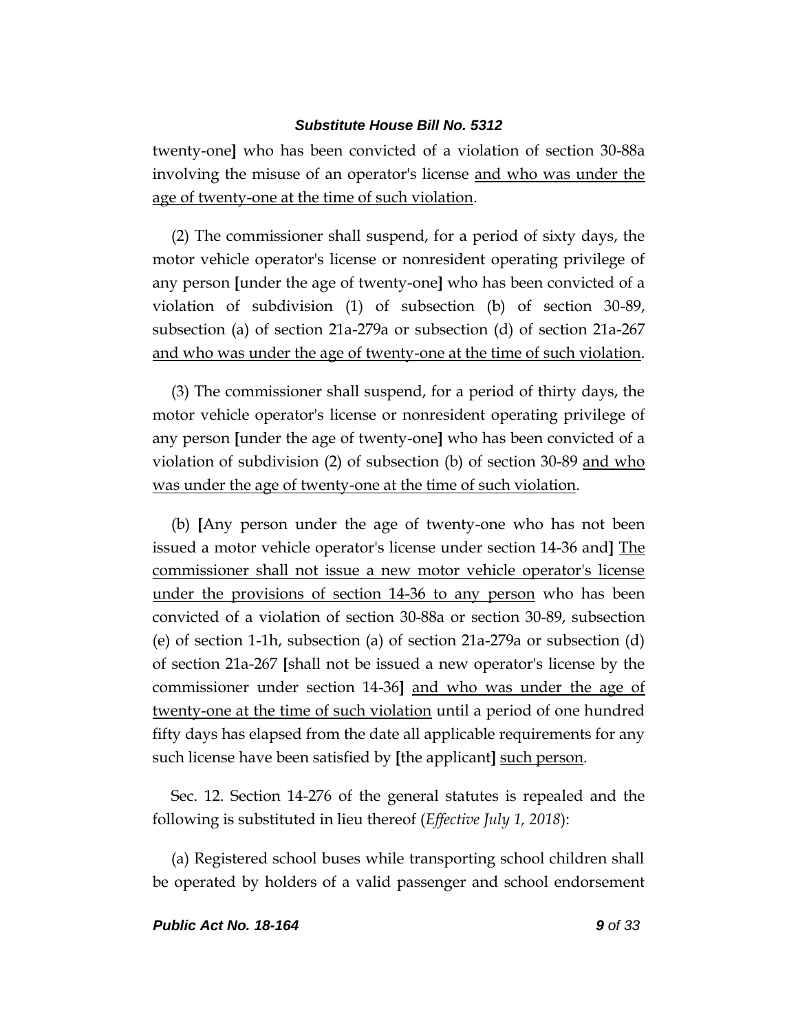twenty-one] who has been convicted of a violation of section 30-88a involving the misuse of an operator's license and who was under the age of twenty-one at the time of such violation.

(2) The commissioner shall suspend, for a period of sixty days, the motor vehicle operator's license or nonresident operating privilege of any person [under the age of twenty-one] who has been convicted of a violation of subdivision (1) of subsection (b) of section 30-89, subsection (a) of section 21a-279a or subsection (d) of section 21a-267 and who was under the age of twenty-one at the time of such violation.

(3) The commissioner shall suspend, for a period of thirty days, the motor vehicle operator's license or nonresident operating privilege of any person [under the age of twenty-one] who has been convicted of a violation of subdivision (2) of subsection (b) of section 30-89 and who was under the age of twenty-one at the time of such violation.

(b) [Any person under the age of twenty-one who has not been issued a motor vehicle operator's license under section 14-36 and] The commissioner shall not issue a new motor vehicle operator's license under the provisions of section 14-36 to any person who has been convicted of a violation of section 30-88a or section 30-89, subsection (e) of section 1-1h, subsection (a) of section 21a-279a or subsection (d) of section 21a-267 [shall not be issued a new operator's license by the commissioner under section 14-36] and who was under the age of twenty-one at the time of such violation until a period of one hundred fifty days has elapsed from the date all applicable requirements for any such license have been satisfied by [the applicant] such person.

Sec. 12. Section 14-276 of the general statutes is repealed and the following is substituted in lieu thereof (*Effective July 1, 2018*):

(a) Registered school buses while transporting school children shall be operated by holders of a valid passenger and school endorsement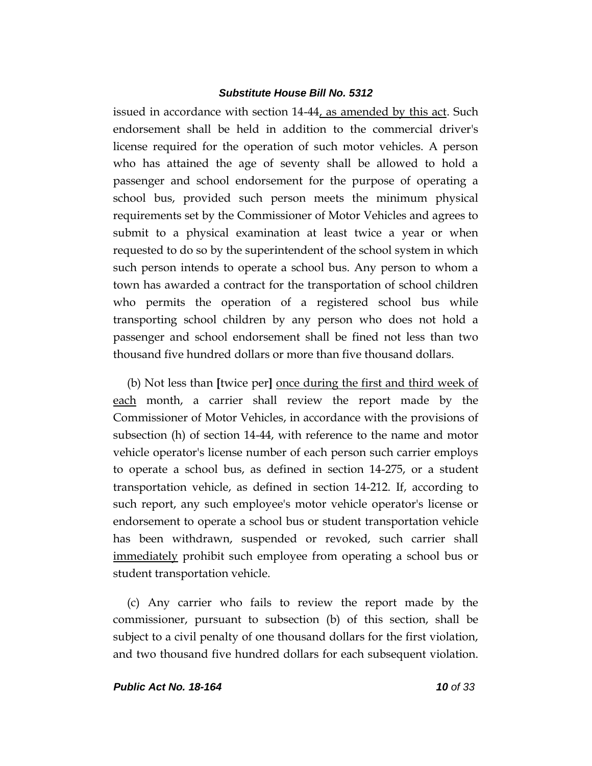issued in accordance with section 14-44, as amended by this act. Such endorsement shall be held in addition to the commercial driver's license required for the operation of such motor vehicles. A person who has attained the age of seventy shall be allowed to hold a passenger and school endorsement for the purpose of operating a school bus, provided such person meets the minimum physical requirements set by the Commissioner of Motor Vehicles and agrees to submit to a physical examination at least twice a year or when requested to do so by the superintendent of the school system in which such person intends to operate a school bus. Any person to whom a town has awarded a contract for the transportation of school children who permits the operation of a registered school bus while transporting school children by any person who does not hold a passenger and school endorsement shall be fined not less than two thousand five hundred dollars or more than five thousand dollars.

(b) Not less than **[**twice per**]** once during the first and third week of each month, a carrier shall review the report made by the Commissioner of Motor Vehicles, in accordance with the provisions of subsection (h) of section 14-44, with reference to the name and motor vehicle operator's license number of each person such carrier employs to operate a school bus, as defined in section 14-275, or a student transportation vehicle, as defined in section 14-212. If, according to such report, any such employee's motor vehicle operator's license or endorsement to operate a school bus or student transportation vehicle has been withdrawn, suspended or revoked, such carrier shall immediately prohibit such employee from operating a school bus or student transportation vehicle.

(c) Any carrier who fails to review the report made by the commissioner, pursuant to subsection (b) of this section, shall be subject to a civil penalty of one thousand dollars for the first violation, and two thousand five hundred dollars for each subsequent violation.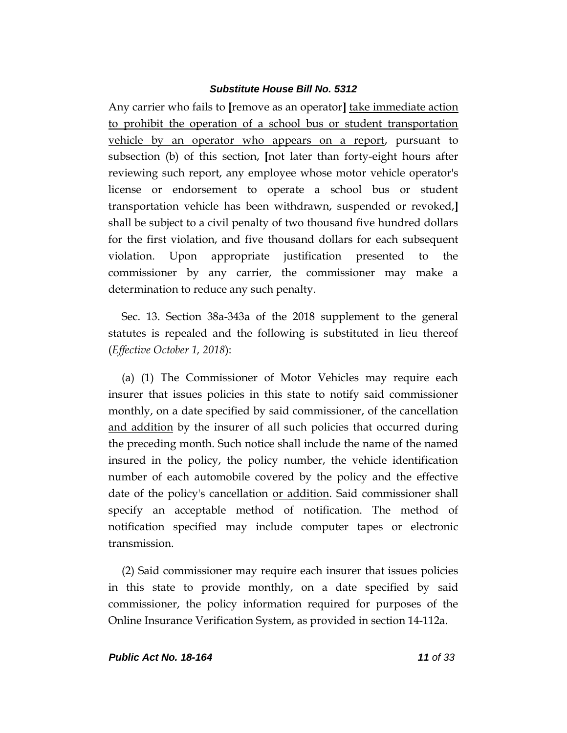Any carrier who fails to **[**remove as an operator**]** <u>take immediate action to prohibit the operation of a school bus or student transportation vehicle by an operator who appears on a report</u>, pursuant to subsection (b) of this section, **[**not later than forty-eight hours after reviewing such report, any employee whose motor vehicle operator's license or endorsement to operate a school bus or student transportation vehicle has been withdrawn, suspended or revoked,**]** shall be subject to a civil penalty of two thousand five hundred dollars for the first violation, and five thousand dollars for each subsequent violation. Upon appropriate justification presented to the commissioner by any carrier, the commissioner may make a determination to reduce any such penalty.

Sec. 13. Section 38a-343a of the 2018 supplement to the general statutes is repealed and the following is substituted in lieu thereof (*Effective October 1, 2018*):

(a) (1) The Commissioner of Motor Vehicles may require each insurer that issues policies in this state to notify said commissioner monthly, on a date specified by said commissioner, of the cancellation <u>and addition</u> by the insurer of all such policies that occurred during the preceding month. Such notice shall include the name of the named insured in the policy, the policy number, the vehicle identification number of each automobile covered by the policy and the effective date of the policy's cancellation <u>or addition</u>. Said commissioner shall specify an acceptable method of notification. The method of notification specified may include computer tapes or electronic transmission.

(2) Said commissioner may require each insurer that issues policies in this state to provide monthly, on a date specified by said commissioner, the policy information required for purposes of the Online Insurance Verification System, as provided in section 14-112a.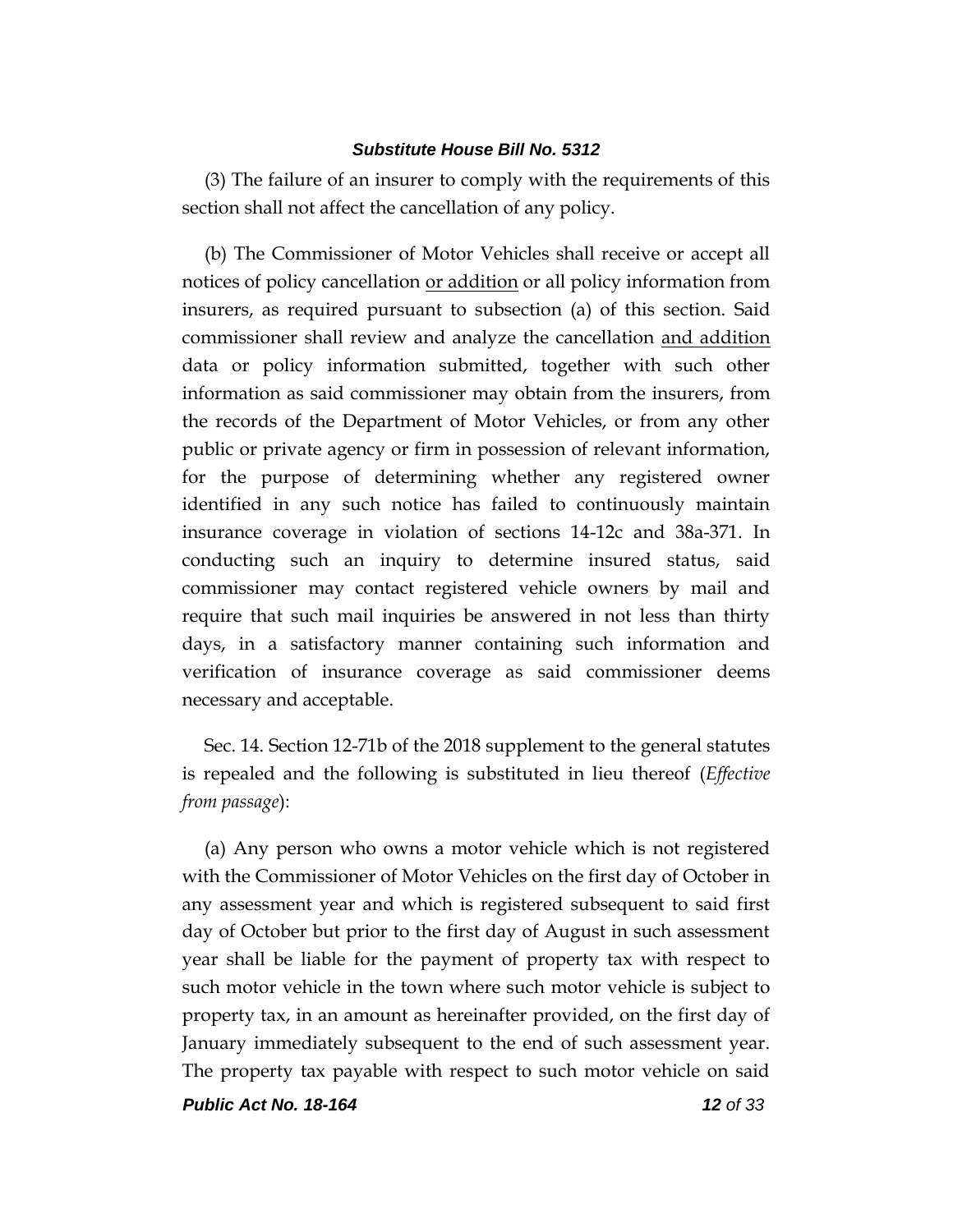(3) The failure of an insurer to comply with the requirements of this section shall not affect the cancellation of any policy.

(b) The Commissioner of Motor Vehicles shall receive or accept all notices of policy cancellation <u>or addition</u> or all policy information from insurers, as required pursuant to subsection (a) of this section. Said commissioner shall review and analyze the cancellation <u>and addition</u> data or policy information submitted, together with such other information as said commissioner may obtain from the insurers, from the records of the Department of Motor Vehicles, or from any other public or private agency or firm in possession of relevant information, for the purpose of determining whether any registered owner identified in any such notice has failed to continuously maintain insurance coverage in violation of sections 14-12c and 38a-371. In conducting such an inquiry to determine insured status, said commissioner may contact registered vehicle owners by mail and require that such mail inquiries be answered in not less than thirty days, in a satisfactory manner containing such information and verification of insurance coverage as said commissioner deems necessary and acceptable.

Sec. 14. Section 12-71b of the 2018 supplement to the general statutes is repealed and the following is substituted in lieu thereof (*Effective from passage*):

(a) Any person who owns a motor vehicle which is not registered with the Commissioner of Motor Vehicles on the first day of October in any assessment year and which is registered subsequent to said first day of October but prior to the first day of August in such assessment year shall be liable for the payment of property tax with respect to such motor vehicle in the town where such motor vehicle is subject to property tax, in an amount as hereinafter provided, on the first day of January immediately subsequent to the end of such assessment year. The property tax payable with respect to such motor vehicle on said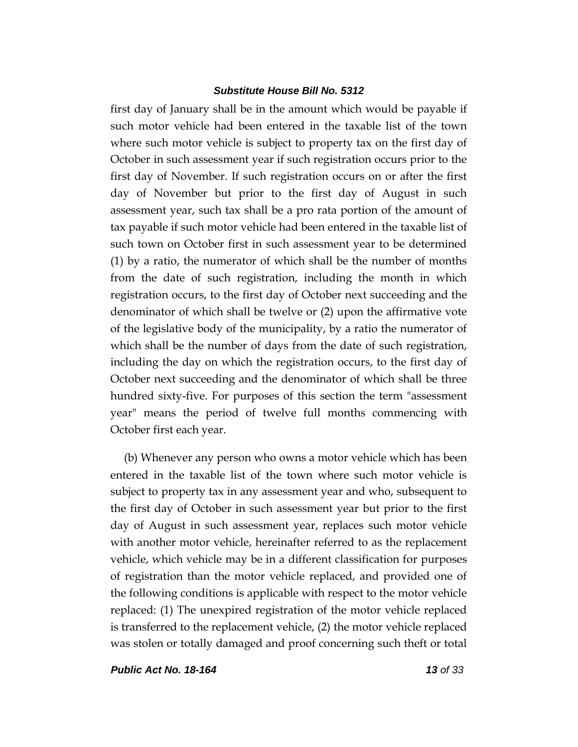first day of January shall be in the amount which would be payable if such motor vehicle had been entered in the taxable list of the town where such motor vehicle is subject to property tax on the first day of October in such assessment year if such registration occurs prior to the first day of November. If such registration occurs on or after the first day of November but prior to the first day of August in such assessment year, such tax shall be a pro rata portion of the amount of tax payable if such motor vehicle had been entered in the taxable list of such town on October first in such assessment year to be determined (1) by a ratio, the numerator of which shall be the number of months from the date of such registration, including the month in which registration occurs, to the first day of October next succeeding and the denominator of which shall be twelve or (2) upon the affirmative vote of the legislative body of the municipality, by a ratio the numerator of which shall be the number of days from the date of such registration, including the day on which the registration occurs, to the first day of October next succeeding and the denominator of which shall be three hundred sixty-five. For purposes of this section the term "assessment year" means the period of twelve full months commencing with October first each year.

(b) Whenever any person who owns a motor vehicle which has been entered in the taxable list of the town where such motor vehicle is subject to property tax in any assessment year and who, subsequent to the first day of October in such assessment year but prior to the first day of August in such assessment year, replaces such motor vehicle with another motor vehicle, hereinafter referred to as the replacement vehicle, which vehicle may be in a different classification for purposes of registration than the motor vehicle replaced, and provided one of the following conditions is applicable with respect to the motor vehicle replaced: (1) The unexpired registration of the motor vehicle replaced is transferred to the replacement vehicle, (2) the motor vehicle replaced was stolen or totally damaged and proof concerning such theft or total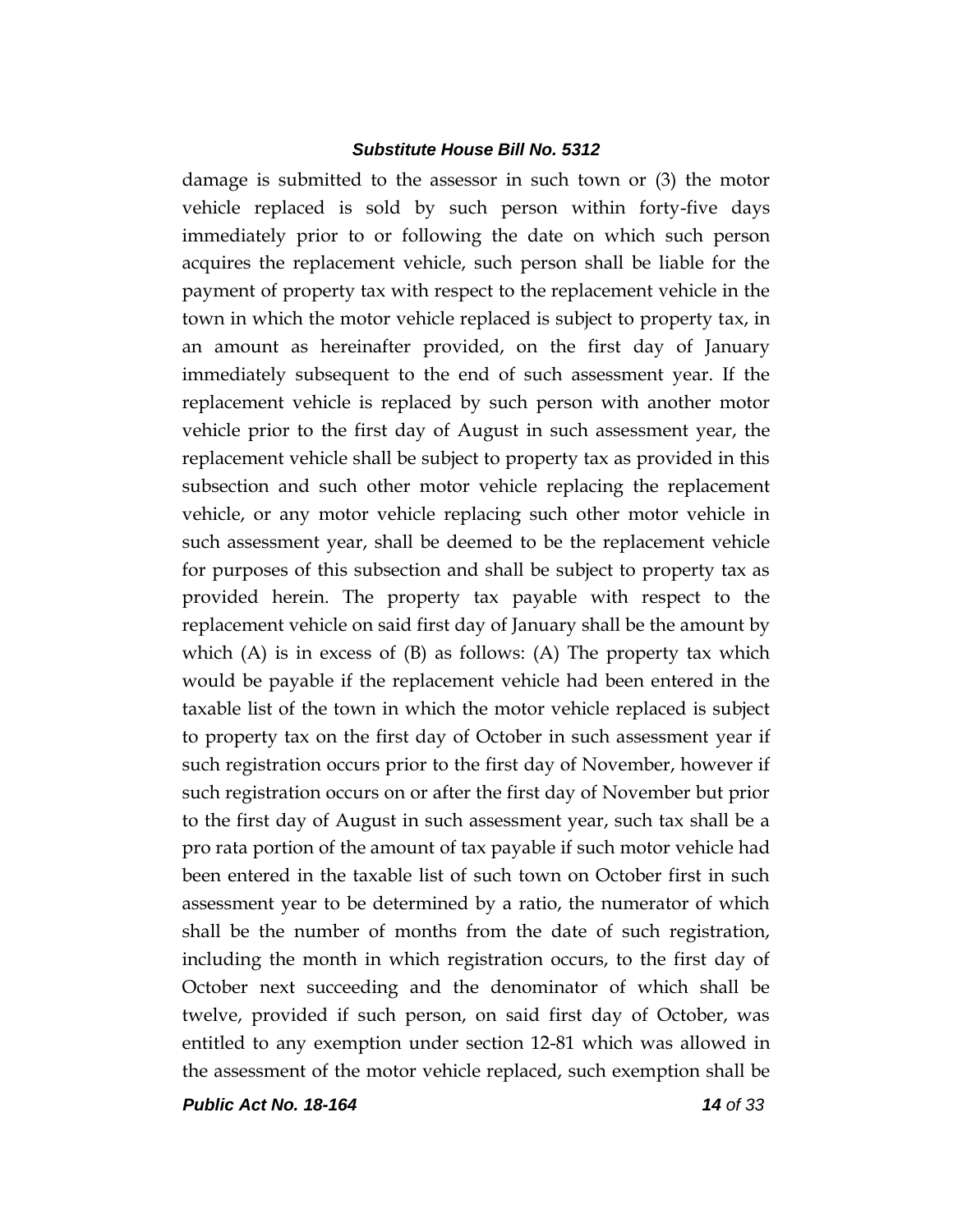damage is submitted to the assessor in such town or (3) the motor vehicle replaced is sold by such person within forty-five days immediately prior to or following the date on which such person acquires the replacement vehicle, such person shall be liable for the payment of property tax with respect to the replacement vehicle in the town in which the motor vehicle replaced is subject to property tax, in an amount as hereinafter provided, on the first day of January immediately subsequent to the end of such assessment year. If the replacement vehicle is replaced by such person with another motor vehicle prior to the first day of August in such assessment year, the replacement vehicle shall be subject to property tax as provided in this subsection and such other motor vehicle replacing the replacement vehicle, or any motor vehicle replacing such other motor vehicle in such assessment year, shall be deemed to be the replacement vehicle for purposes of this subsection and shall be subject to property tax as provided herein. The property tax payable with respect to the replacement vehicle on said first day of January shall be the amount by which (A) is in excess of (B) as follows: (A) The property tax which would be payable if the replacement vehicle had been entered in the taxable list of the town in which the motor vehicle replaced is subject to property tax on the first day of October in such assessment year if such registration occurs prior to the first day of November, however if such registration occurs on or after the first day of November but prior to the first day of August in such assessment year, such tax shall be a pro rata portion of the amount of tax payable if such motor vehicle had been entered in the taxable list of such town on October first in such assessment year to be determined by a ratio, the numerator of which shall be the number of months from the date of such registration, including the month in which registration occurs, to the first day of October next succeeding and the denominator of which shall be twelve, provided if such person, on said first day of October, was entitled to any exemption under section 12-81 which was allowed in the assessment of the motor vehicle replaced, such exemption shall be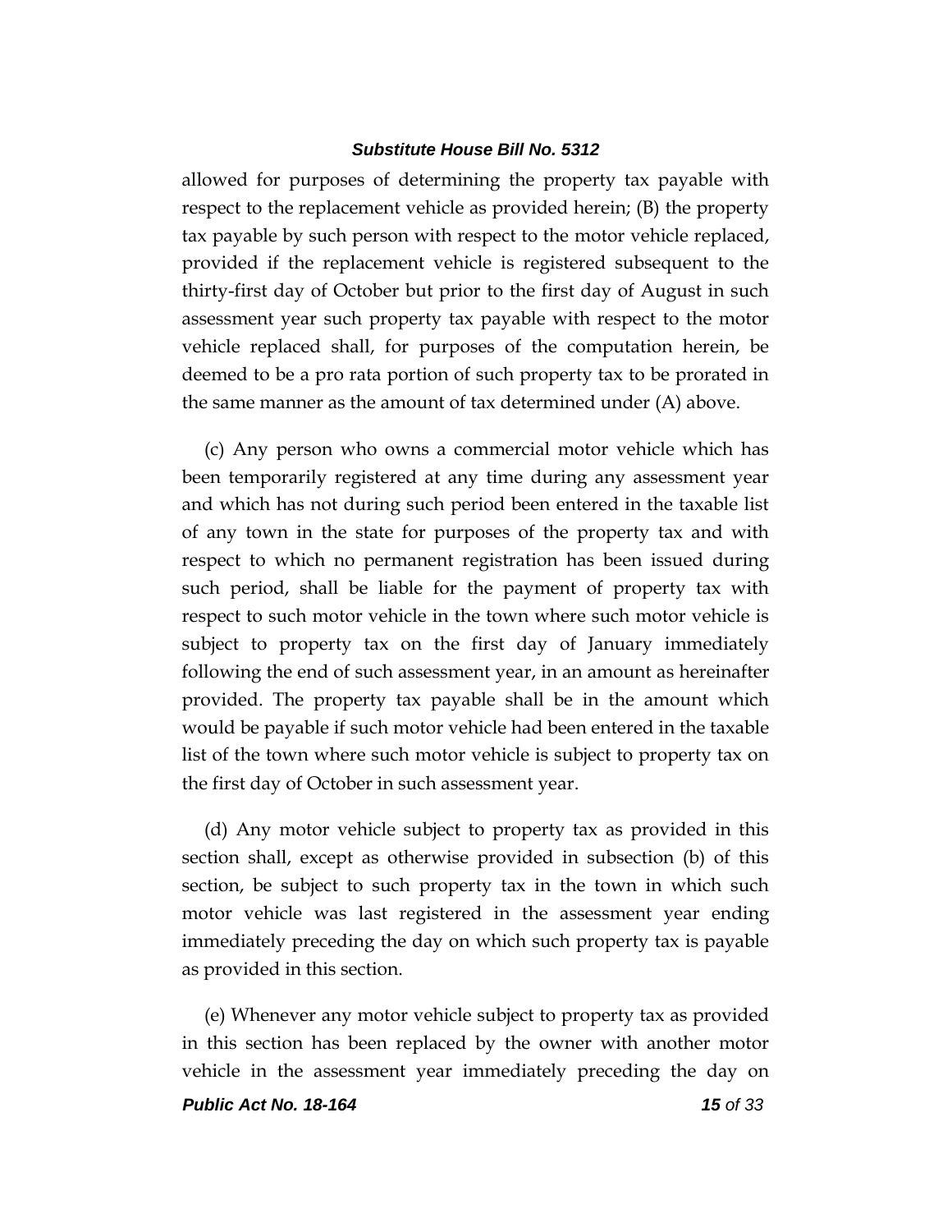allowed for purposes of determining the property tax payable with respect to the replacement vehicle as provided herein; (B) the property tax payable by such person with respect to the motor vehicle replaced, provided if the replacement vehicle is registered subsequent to the thirty-first day of October but prior to the first day of August in such assessment year such property tax payable with respect to the motor vehicle replaced shall, for purposes of the computation herein, be deemed to be a pro rata portion of such property tax to be prorated in the same manner as the amount of tax determined under (A) above.

(c) Any person who owns a commercial motor vehicle which has been temporarily registered at any time during any assessment year and which has not during such period been entered in the taxable list of any town in the state for purposes of the property tax and with respect to which no permanent registration has been issued during such period, shall be liable for the payment of property tax with respect to such motor vehicle in the town where such motor vehicle is subject to property tax on the first day of January immediately following the end of such assessment year, in an amount as hereinafter provided. The property tax payable shall be in the amount which would be payable if such motor vehicle had been entered in the taxable list of the town where such motor vehicle is subject to property tax on the first day of October in such assessment year.

(d) Any motor vehicle subject to property tax as provided in this section shall, except as otherwise provided in subsection (b) of this section, be subject to such property tax in the town in which such motor vehicle was last registered in the assessment year ending immediately preceding the day on which such property tax is payable as provided in this section.

(e) Whenever any motor vehicle subject to property tax as provided in this section has been replaced by the owner with another motor vehicle in the assessment year immediately preceding the day on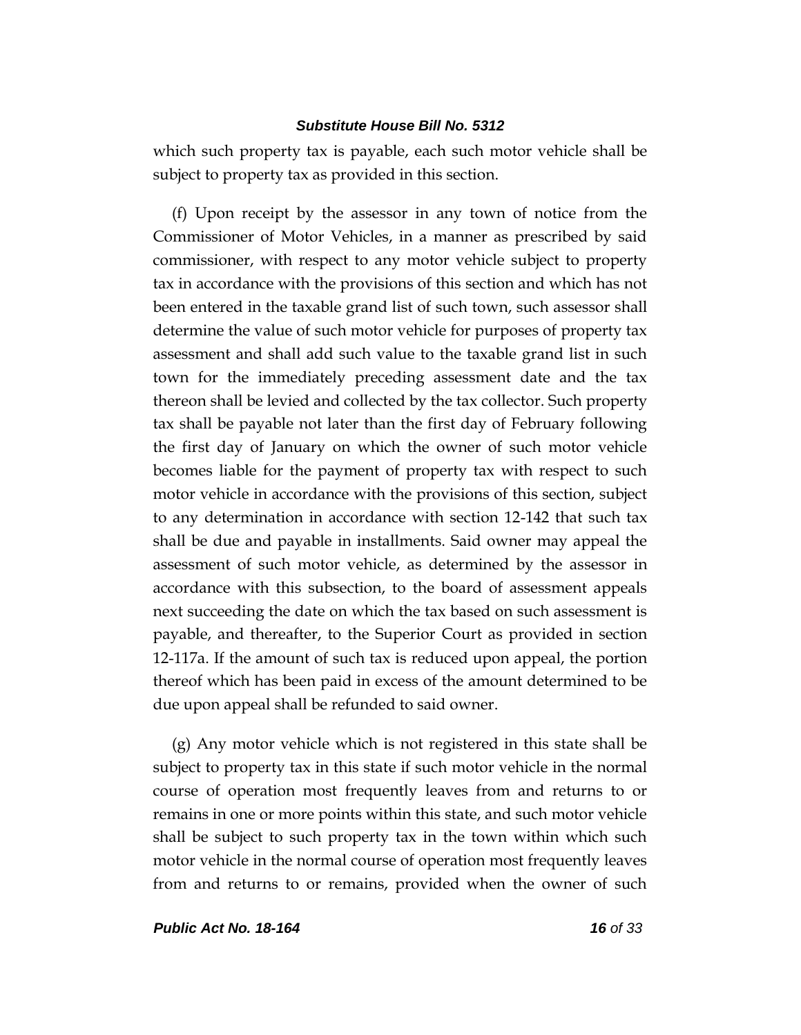which such property tax is payable, each such motor vehicle shall be subject to property tax as provided in this section.

(f) Upon receipt by the assessor in any town of notice from the Commissioner of Motor Vehicles, in a manner as prescribed by said commissioner, with respect to any motor vehicle subject to property tax in accordance with the provisions of this section and which has not been entered in the taxable grand list of such town, such assessor shall determine the value of such motor vehicle for purposes of property tax assessment and shall add such value to the taxable grand list in such town for the immediately preceding assessment date and the tax thereon shall be levied and collected by the tax collector. Such property tax shall be payable not later than the first day of February following the first day of January on which the owner of such motor vehicle becomes liable for the payment of property tax with respect to such motor vehicle in accordance with the provisions of this section, subject to any determination in accordance with section 12-142 that such tax shall be due and payable in installments. Said owner may appeal the assessment of such motor vehicle, as determined by the assessor in accordance with this subsection, to the board of assessment appeals next succeeding the date on which the tax based on such assessment is payable, and thereafter, to the Superior Court as provided in section 12-117a. If the amount of such tax is reduced upon appeal, the portion thereof which has been paid in excess of the amount determined to be due upon appeal shall be refunded to said owner.

(g) Any motor vehicle which is not registered in this state shall be subject to property tax in this state if such motor vehicle in the normal course of operation most frequently leaves from and returns to or remains in one or more points within this state, and such motor vehicle shall be subject to such property tax in the town within which such motor vehicle in the normal course of operation most frequently leaves from and returns to or remains, provided when the owner of such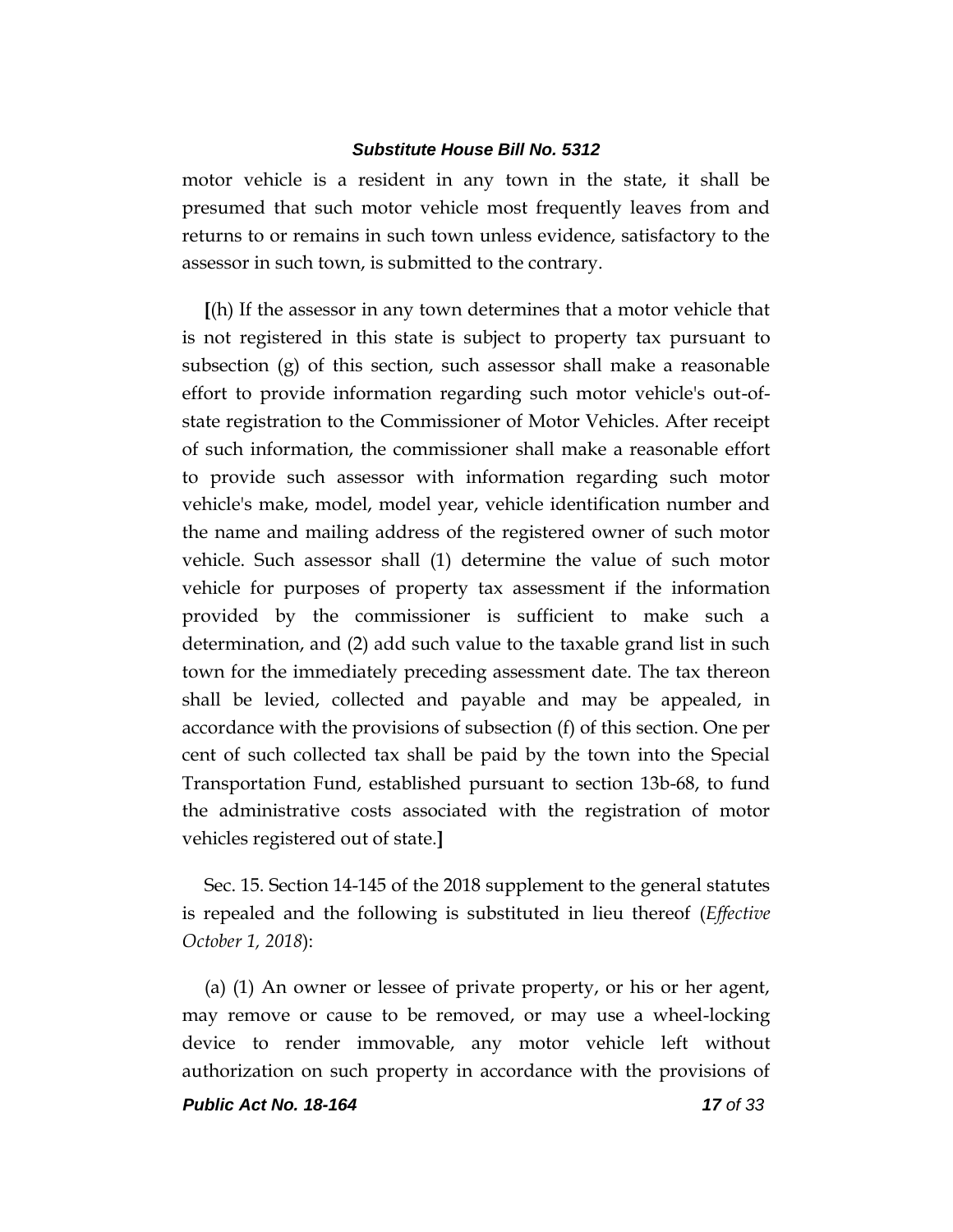motor vehicle is a resident in any town in the state, it shall be presumed that such motor vehicle most frequently leaves from and returns to or remains in such town unless evidence, satisfactory to the assessor in such town, is submitted to the contrary.

**[**(h) If the assessor in any town determines that a motor vehicle that is not registered in this state is subject to property tax pursuant to subsection (g) of this section, such assessor shall make a reasonable effort to provide information regarding such motor vehicle's out-of-state registration to the Commissioner of Motor Vehicles. After receipt of such information, the commissioner shall make a reasonable effort to provide such assessor with information regarding such motor vehicle's make, model, model year, vehicle identification number and the name and mailing address of the registered owner of such motor vehicle. Such assessor shall (1) determine the value of such motor vehicle for purposes of property tax assessment if the information provided by the commissioner is sufficient to make such a determination, and (2) add such value to the taxable grand list in such town for the immediately preceding assessment date. The tax thereon shall be levied, collected and payable and may be appealed, in accordance with the provisions of subsection (f) of this section. One per cent of such collected tax shall be paid by the town into the Special Transportation Fund, established pursuant to section 13b-68, to fund the administrative costs associated with the registration of motor vehicles registered out of state.**]**

Sec. 15. Section 14-145 of the 2018 supplement to the general statutes is repealed and the following is substituted in lieu thereof (*Effective October 1, 2018*):

(a) (1) An owner or lessee of private property, or his or her agent, may remove or cause to be removed, or may use a wheel-locking device to render immovable, any motor vehicle left without authorization on such property in accordance with the provisions of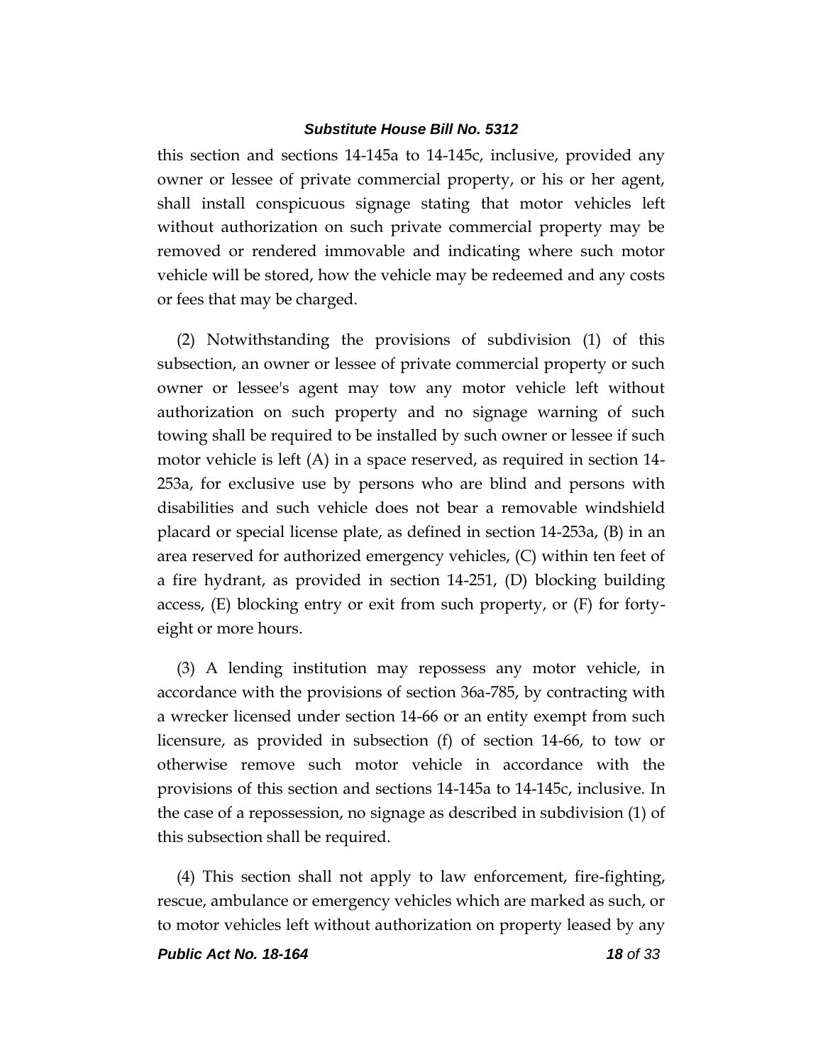this section and sections 14-145a to 14-145c, inclusive, provided any owner or lessee of private commercial property, or his or her agent, shall install conspicuous signage stating that motor vehicles left without authorization on such private commercial property may be removed or rendered immovable and indicating where such motor vehicle will be stored, how the vehicle may be redeemed and any costs or fees that may be charged.

(2) Notwithstanding the provisions of subdivision (1) of this subsection, an owner or lessee of private commercial property or such owner or lessee's agent may tow any motor vehicle left without authorization on such property and no signage warning of such towing shall be required to be installed by such owner or lessee if such motor vehicle is left (A) in a space reserved, as required in section 14-253a, for exclusive use by persons who are blind and persons with disabilities and such vehicle does not bear a removable windshield placard or special license plate, as defined in section 14-253a, (B) in an area reserved for authorized emergency vehicles, (C) within ten feet of a fire hydrant, as provided in section 14-251, (D) blocking building access, (E) blocking entry or exit from such property, or (F) for forty-eight or more hours.

(3) A lending institution may repossess any motor vehicle, in accordance with the provisions of section 36a-785, by contracting with a wrecker licensed under section 14-66 or an entity exempt from such licensure, as provided in subsection (f) of section 14-66, to tow or otherwise remove such motor vehicle in accordance with the provisions of this section and sections 14-145a to 14-145c, inclusive. In the case of a repossession, no signage as described in subdivision (1) of this subsection shall be required.

(4) This section shall not apply to law enforcement, fire-fighting, rescue, ambulance or emergency vehicles which are marked as such, or to motor vehicles left without authorization on property leased by any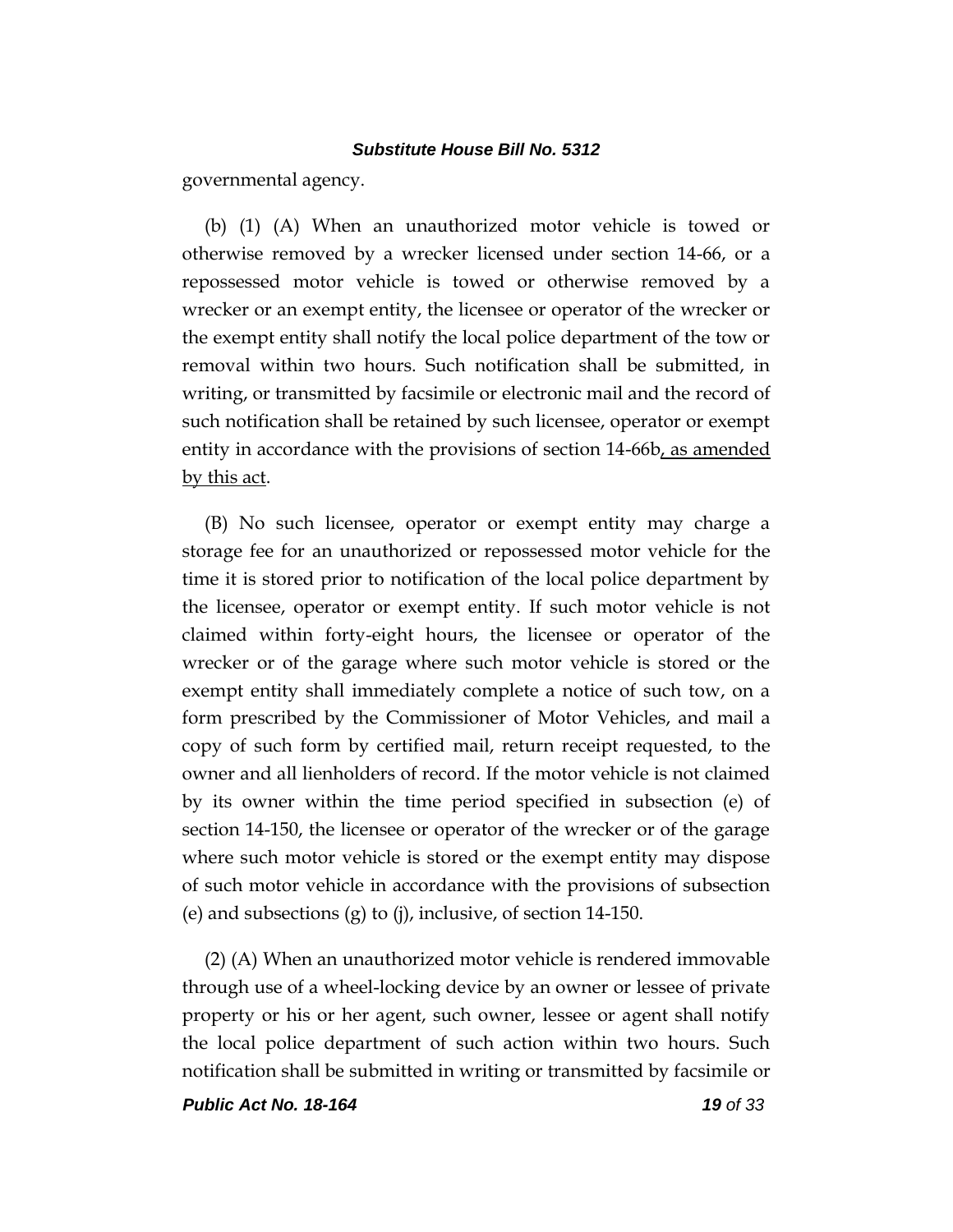governmental agency.

(b) (1) (A) When an unauthorized motor vehicle is towed or otherwise removed by a wrecker licensed under section 14-66, or a repossessed motor vehicle is towed or otherwise removed by a wrecker or an exempt entity, the licensee or operator of the wrecker or the exempt entity shall notify the local police department of the tow or removal within two hours. Such notification shall be submitted, in writing, or transmitted by facsimile or electronic mail and the record of such notification shall be retained by such licensee, operator or exempt entity in accordance with the provisions of section 14-66b<u>, as amended by this act</u>.

(B) No such licensee, operator or exempt entity may charge a storage fee for an unauthorized or repossessed motor vehicle for the time it is stored prior to notification of the local police department by the licensee, operator or exempt entity. If such motor vehicle is not claimed within forty-eight hours, the licensee or operator of the wrecker or of the garage where such motor vehicle is stored or the exempt entity shall immediately complete a notice of such tow, on a form prescribed by the Commissioner of Motor Vehicles, and mail a copy of such form by certified mail, return receipt requested, to the owner and all lienholders of record. If the motor vehicle is not claimed by its owner within the time period specified in subsection (e) of section 14-150, the licensee or operator of the wrecker or of the garage where such motor vehicle is stored or the exempt entity may dispose of such motor vehicle in accordance with the provisions of subsection (e) and subsections (g) to (j), inclusive, of section 14-150.

(2) (A) When an unauthorized motor vehicle is rendered immovable through use of a wheel-locking device by an owner or lessee of private property or his or her agent, such owner, lessee or agent shall notify the local police department of such action within two hours. Such notification shall be submitted in writing or transmitted by facsimile or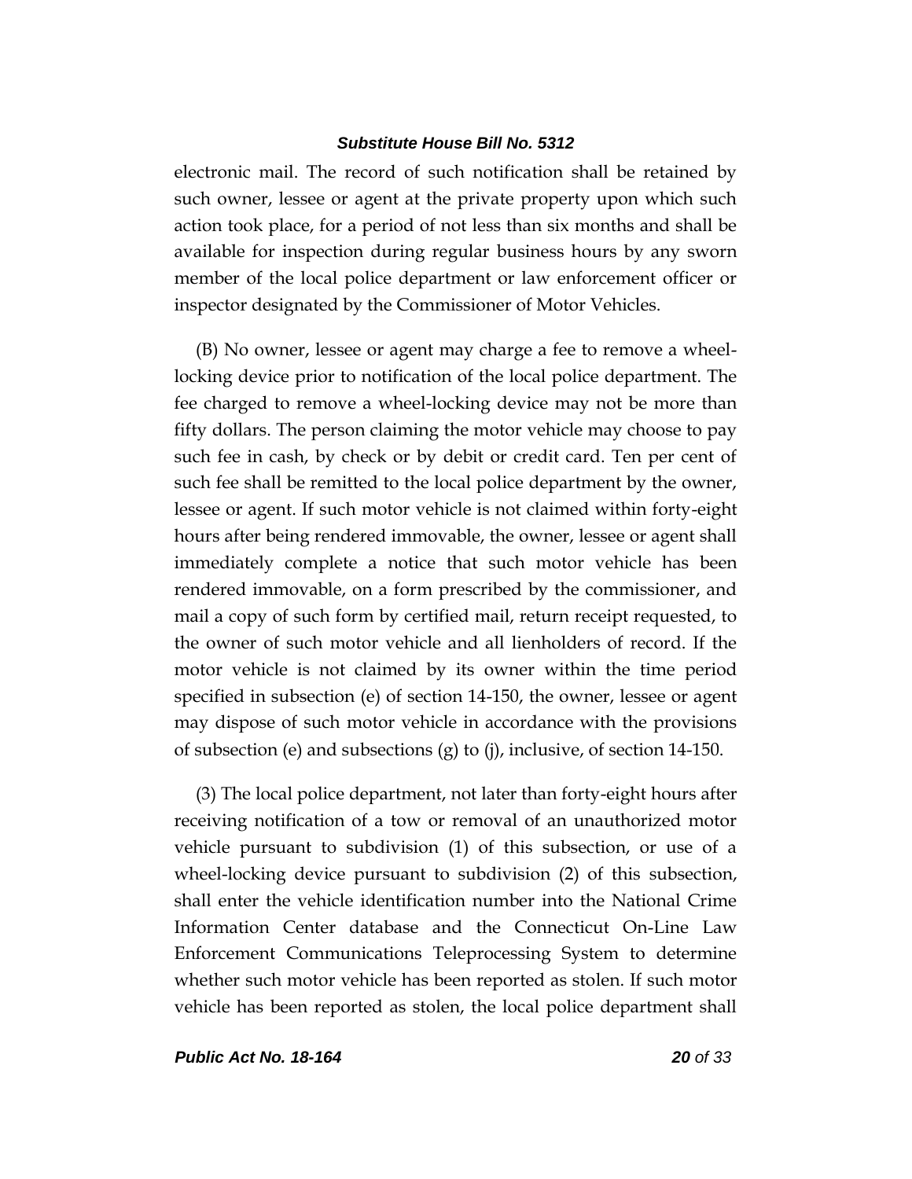electronic mail. The record of such notification shall be retained by such owner, lessee or agent at the private property upon which such action took place, for a period of not less than six months and shall be available for inspection during regular business hours by any sworn member of the local police department or law enforcement officer or inspector designated by the Commissioner of Motor Vehicles.

(B) No owner, lessee or agent may charge a fee to remove a wheel-locking device prior to notification of the local police department. The fee charged to remove a wheel-locking device may not be more than fifty dollars. The person claiming the motor vehicle may choose to pay such fee in cash, by check or by debit or credit card. Ten per cent of such fee shall be remitted to the local police department by the owner, lessee or agent. If such motor vehicle is not claimed within forty-eight hours after being rendered immovable, the owner, lessee or agent shall immediately complete a notice that such motor vehicle has been rendered immovable, on a form prescribed by the commissioner, and mail a copy of such form by certified mail, return receipt requested, to the owner of such motor vehicle and all lienholders of record. If the motor vehicle is not claimed by its owner within the time period specified in subsection (e) of section 14-150, the owner, lessee or agent may dispose of such motor vehicle in accordance with the provisions of subsection (e) and subsections (g) to (j), inclusive, of section 14-150.

(3) The local police department, not later than forty-eight hours after receiving notification of a tow or removal of an unauthorized motor vehicle pursuant to subdivision (1) of this subsection, or use of a wheel-locking device pursuant to subdivision (2) of this subsection, shall enter the vehicle identification number into the National Crime Information Center database and the Connecticut On-Line Law Enforcement Communications Teleprocessing System to determine whether such motor vehicle has been reported as stolen. If such motor vehicle has been reported as stolen, the local police department shall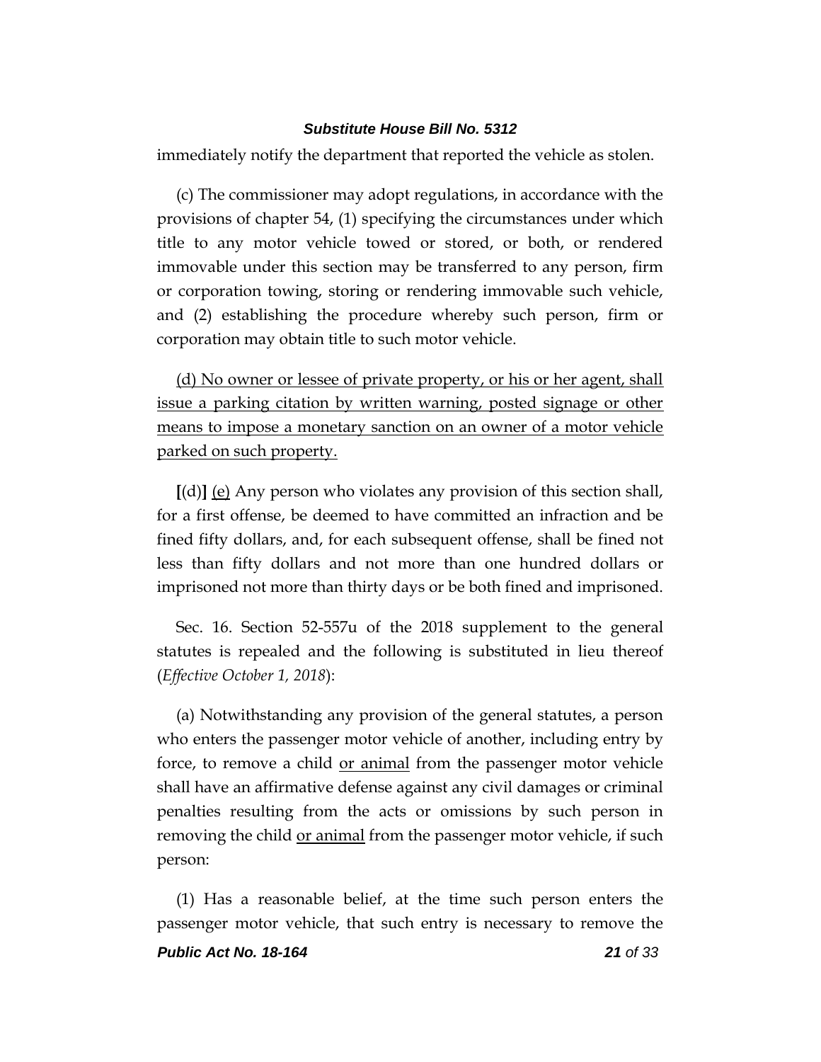immediately notify the department that reported the vehicle as stolen.

(c) The commissioner may adopt regulations, in accordance with the provisions of chapter 54, (1) specifying the circumstances under which title to any motor vehicle towed or stored, or both, or rendered immovable under this section may be transferred to any person, firm or corporation towing, storing or rendering immovable such vehicle, and (2) establishing the procedure whereby such person, firm or corporation may obtain title to such motor vehicle.

<u>(d) No owner or lessee of private property, or his or her agent, shall issue a parking citation by written warning, posted signage or other means to impose a monetary sanction on an owner of a motor vehicle parked on such property.</u>

**[**(d)**]** <u>(e)</u> Any person who violates any provision of this section shall, for a first offense, be deemed to have committed an infraction and be fined fifty dollars, and, for each subsequent offense, shall be fined not less than fifty dollars and not more than one hundred dollars or imprisoned not more than thirty days or be both fined and imprisoned.

Sec. 16. Section 52-557u of the 2018 supplement to the general statutes is repealed and the following is substituted in lieu thereof (*Effective October 1, 2018*):

(a) Notwithstanding any provision of the general statutes, a person who enters the passenger motor vehicle of another, including entry by force, to remove a child <u>or animal</u> from the passenger motor vehicle shall have an affirmative defense against any civil damages or criminal penalties resulting from the acts or omissions by such person in removing the child <u>or animal</u> from the passenger motor vehicle, if such person:

(1) Has a reasonable belief, at the time such person enters the passenger motor vehicle, that such entry is necessary to remove the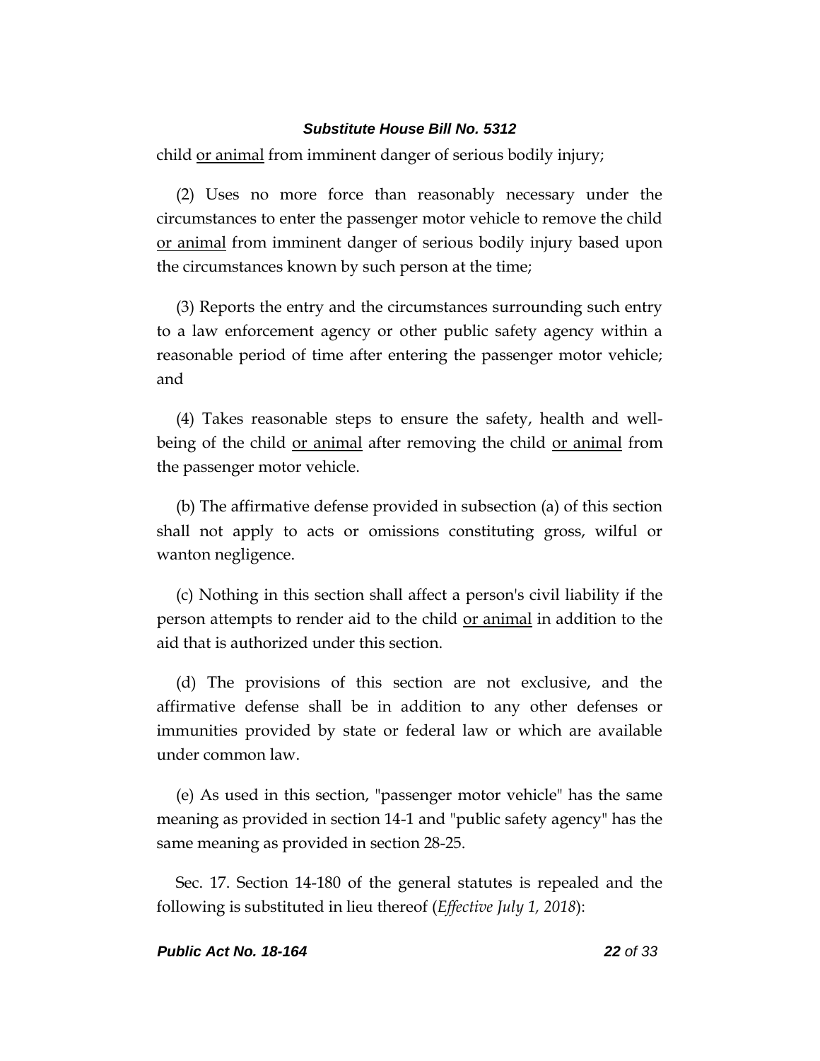child <u>or animal</u> from imminent danger of serious bodily injury;

(2) Uses no more force than reasonably necessary under the circumstances to enter the passenger motor vehicle to remove the child <u>or animal</u> from imminent danger of serious bodily injury based upon the circumstances known by such person at the time;

(3) Reports the entry and the circumstances surrounding such entry to a law enforcement agency or other public safety agency within a reasonable period of time after entering the passenger motor vehicle; and

(4) Takes reasonable steps to ensure the safety, health and well-being of the child <u>or animal</u> after removing the child <u>or animal</u> from the passenger motor vehicle.

(b) The affirmative defense provided in subsection (a) of this section shall not apply to acts or omissions constituting gross, wilful or wanton negligence.

(c) Nothing in this section shall affect a person's civil liability if the person attempts to render aid to the child <u>or animal</u> in addition to the aid that is authorized under this section.

(d) The provisions of this section are not exclusive, and the affirmative defense shall be in addition to any other defenses or immunities provided by state or federal law or which are available under common law.

(e) As used in this section, "passenger motor vehicle" has the same meaning as provided in section 14-1 and "public safety agency" has the same meaning as provided in section 28-25.

Sec. 17. Section 14-180 of the general statutes is repealed and the following is substituted in lieu thereof (*Effective July 1, 2018*):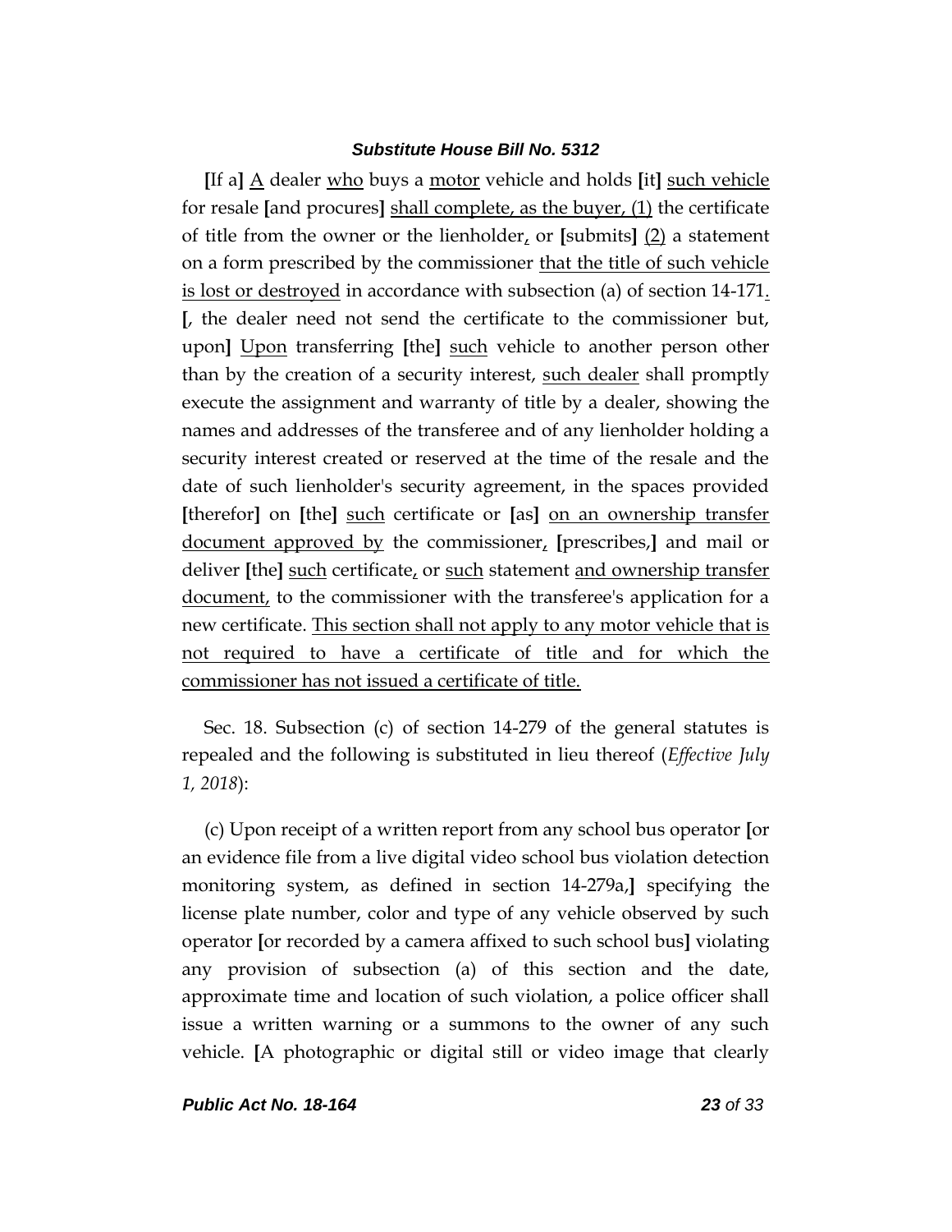**[**If a**]** <u>A</u> dealer <u>who</u> buys a <u>motor</u> vehicle and holds **[**it**]** <u>such vehicle</u> for resale **[**and procures**]** <u>shall complete, as the buyer, (1)</u> the certificate of title from the owner or the lienholder<u>,</u> or **[**submits**]** <u>(2)</u> a statement on a form prescribed by the commissioner <u>that the title of such vehicle is lost or destroyed</u> in accordance with subsection (a) of section 14-171<u>.</u> **[**, the dealer need not send the certificate to the commissioner but, upon**]** <u>Upon</u> transferring **[**the**]** <u>such</u> vehicle to another person other than by the creation of a security interest, <u>such dealer</u> shall promptly execute the assignment and warranty of title by a dealer, showing the names and addresses of the transferee and of any lienholder holding a security interest created or reserved at the time of the resale and the date of such lienholder's security agreement, in the spaces provided **[**therefor**]** on **[**the**]** <u>such</u> certificate or **[**as**]** <u>on an ownership transfer document approved by</u> the commissioner<u>,</u> **[**prescribes,**]** and mail or deliver **[**the**]** <u>such</u> certificate<u>,</u> or <u>such</u> statement <u>and ownership transfer document,</u> to the commissioner with the transferee's application for a new certificate. <u>This section shall not apply to any motor vehicle that is not required to have a certificate of title and for which the commissioner has not issued a certificate of title.</u>

Sec. 18. Subsection (c) of section 14-279 of the general statutes is repealed and the following is substituted in lieu thereof (*Effective July 1, 2018*):

(c) Upon receipt of a written report from any school bus operator **[**or an evidence file from a live digital video school bus violation detection monitoring system, as defined in section 14-279a,**]** specifying the license plate number, color and type of any vehicle observed by such operator **[**or recorded by a camera affixed to such school bus**]** violating any provision of subsection (a) of this section and the date, approximate time and location of such violation, a police officer shall issue a written warning or a summons to the owner of any such vehicle. **[**A photographic or digital still or video image that clearly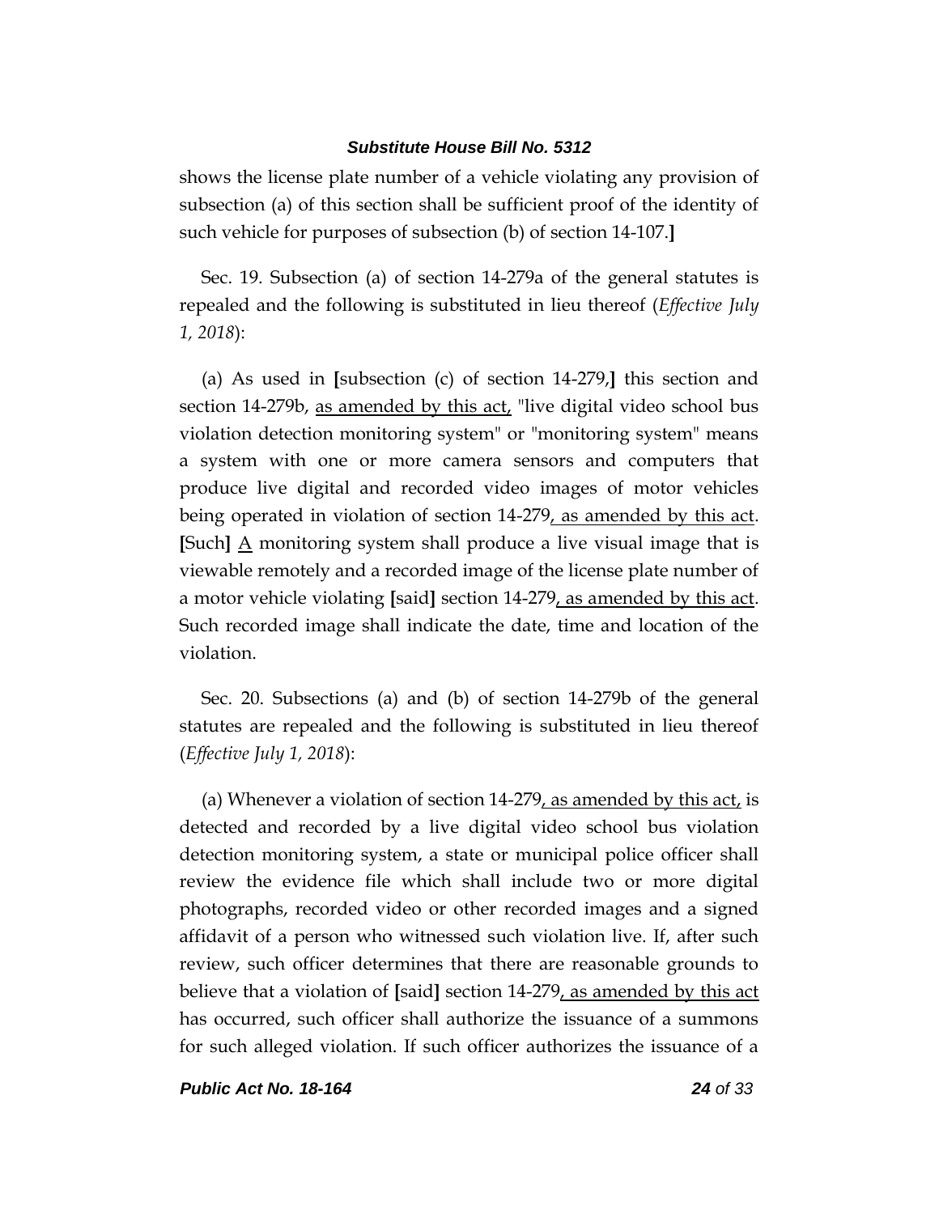shows the license plate number of a vehicle violating any provision of subsection (a) of this section shall be sufficient proof of the identity of such vehicle for purposes of subsection (b) of section 14-107.]

Sec. 19. Subsection (a) of section 14-279a of the general statutes is repealed and the following is substituted in lieu thereof (*Effective July 1, 2018*):

(a) As used in [subsection (c) of section 14-279,] this section and section 14-279b, <u>as amended by this act,</u> "live digital video school bus violation detection monitoring system" or "monitoring system" means a system with one or more camera sensors and computers that produce live digital and recorded video images of motor vehicles being operated in violation of section 14-279<u>, as amended by this act</u>. [Such] <u>A</u> monitoring system shall produce a live visual image that is viewable remotely and a recorded image of the license plate number of a motor vehicle violating [said] section 14-279<u>, as amended by this act</u>. Such recorded image shall indicate the date, time and location of the violation.

Sec. 20. Subsections (a) and (b) of section 14-279b of the general statutes are repealed and the following is substituted in lieu thereof (*Effective July 1, 2018*):

(a) Whenever a violation of section 14-279<u>, as amended by this act,</u> is detected and recorded by a live digital video school bus violation detection monitoring system, a state or municipal police officer shall review the evidence file which shall include two or more digital photographs, recorded video or other recorded images and a signed affidavit of a person who witnessed such violation live. If, after such review, such officer determines that there are reasonable grounds to believe that a violation of [said] section 14-279<u>, as amended by this act</u> has occurred, such officer shall authorize the issuance of a summons for such alleged violation. If such officer authorizes the issuance of a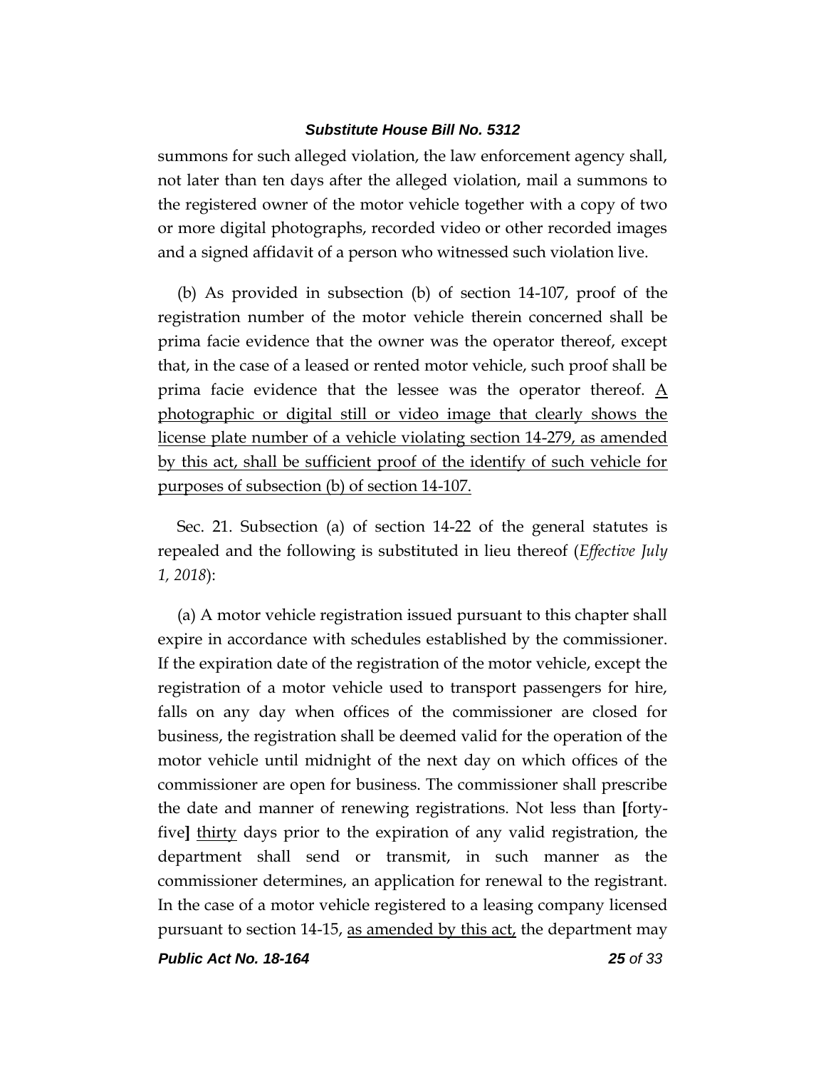summons for such alleged violation, the law enforcement agency shall, not later than ten days after the alleged violation, mail a summons to the registered owner of the motor vehicle together with a copy of two or more digital photographs, recorded video or other recorded images and a signed affidavit of a person who witnessed such violation live.

(b) As provided in subsection (b) of section 14-107, proof of the registration number of the motor vehicle therein concerned shall be prima facie evidence that the owner was the operator thereof, except that, in the case of a leased or rented motor vehicle, such proof shall be prima facie evidence that the lessee was the operator thereof. <u>A photographic or digital still or video image that clearly shows the license plate number of a vehicle violating section 14-279, as amended by this act, shall be sufficient proof of the identify of such vehicle for purposes of subsection (b) of section 14-107.</u>

Sec. 21. Subsection (a) of section 14-22 of the general statutes is repealed and the following is substituted in lieu thereof (*Effective July 1, 2018*):

(a) A motor vehicle registration issued pursuant to this chapter shall expire in accordance with schedules established by the commissioner. If the expiration date of the registration of the motor vehicle, except the registration of a motor vehicle used to transport passengers for hire, falls on any day when offices of the commissioner are closed for business, the registration shall be deemed valid for the operation of the motor vehicle until midnight of the next day on which offices of the commissioner are open for business. The commissioner shall prescribe the date and manner of renewing registrations. Not less than **[**forty-five**]** <u>thirty</u> days prior to the expiration of any valid registration, the department shall send or transmit, in such manner as the commissioner determines, an application for renewal to the registrant. In the case of a motor vehicle registered to a leasing company licensed pursuant to section 14-15, <u>as amended by this act,</u> the department may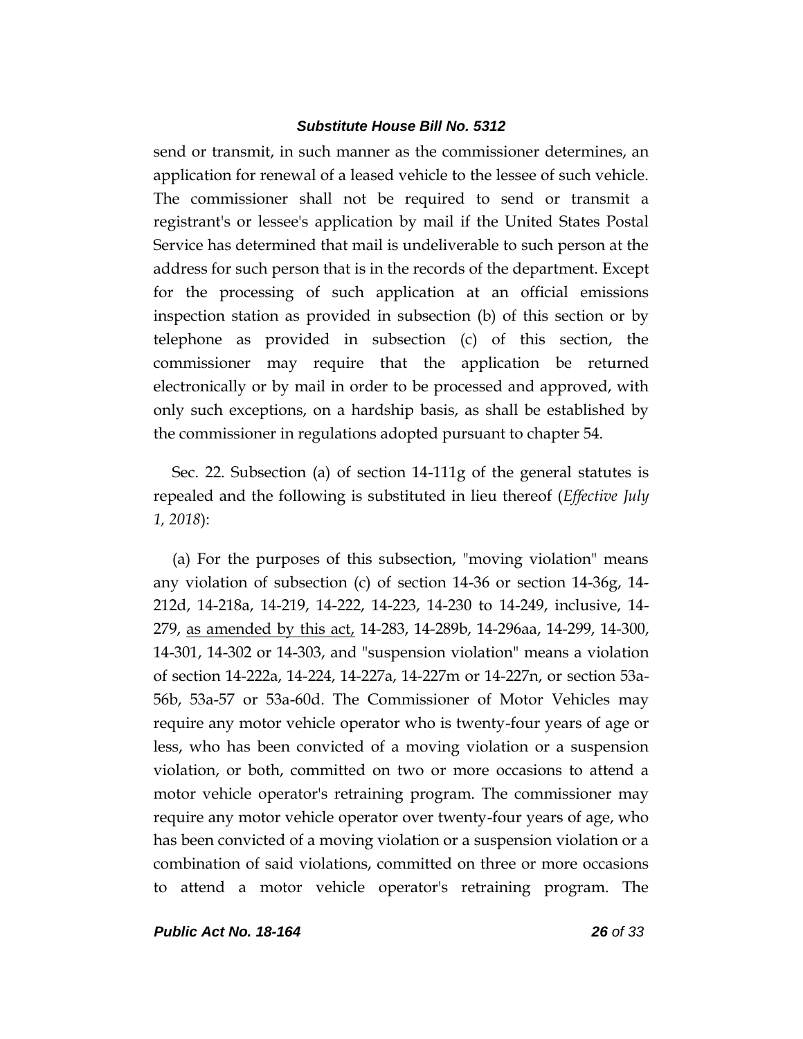send or transmit, in such manner as the commissioner determines, an application for renewal of a leased vehicle to the lessee of such vehicle. The commissioner shall not be required to send or transmit a registrant's or lessee's application by mail if the United States Postal Service has determined that mail is undeliverable to such person at the address for such person that is in the records of the department. Except for the processing of such application at an official emissions inspection station as provided in subsection (b) of this section or by telephone as provided in subsection (c) of this section, the commissioner may require that the application be returned electronically or by mail in order to be processed and approved, with only such exceptions, on a hardship basis, as shall be established by the commissioner in regulations adopted pursuant to chapter 54.

Sec. 22. Subsection (a) of section 14-111g of the general statutes is repealed and the following is substituted in lieu thereof (*Effective July 1, 2018*):

(a) For the purposes of this subsection, "moving violation" means any violation of subsection (c) of section 14-36 or section 14-36g, 14-212d, 14-218a, 14-219, 14-222, 14-223, 14-230 to 14-249, inclusive, 14-279, <u>as amended by this act,</u> 14-283, 14-289b, 14-296aa, 14-299, 14-300, 14-301, 14-302 or 14-303, and "suspension violation" means a violation of section 14-222a, 14-224, 14-227a, 14-227m or 14-227n, or section 53a-56b, 53a-57 or 53a-60d. The Commissioner of Motor Vehicles may require any motor vehicle operator who is twenty-four years of age or less, who has been convicted of a moving violation or a suspension violation, or both, committed on two or more occasions to attend a motor vehicle operator's retraining program. The commissioner may require any motor vehicle operator over twenty-four years of age, who has been convicted of a moving violation or a suspension violation or a combination of said violations, committed on three or more occasions to attend a motor vehicle operator's retraining program. The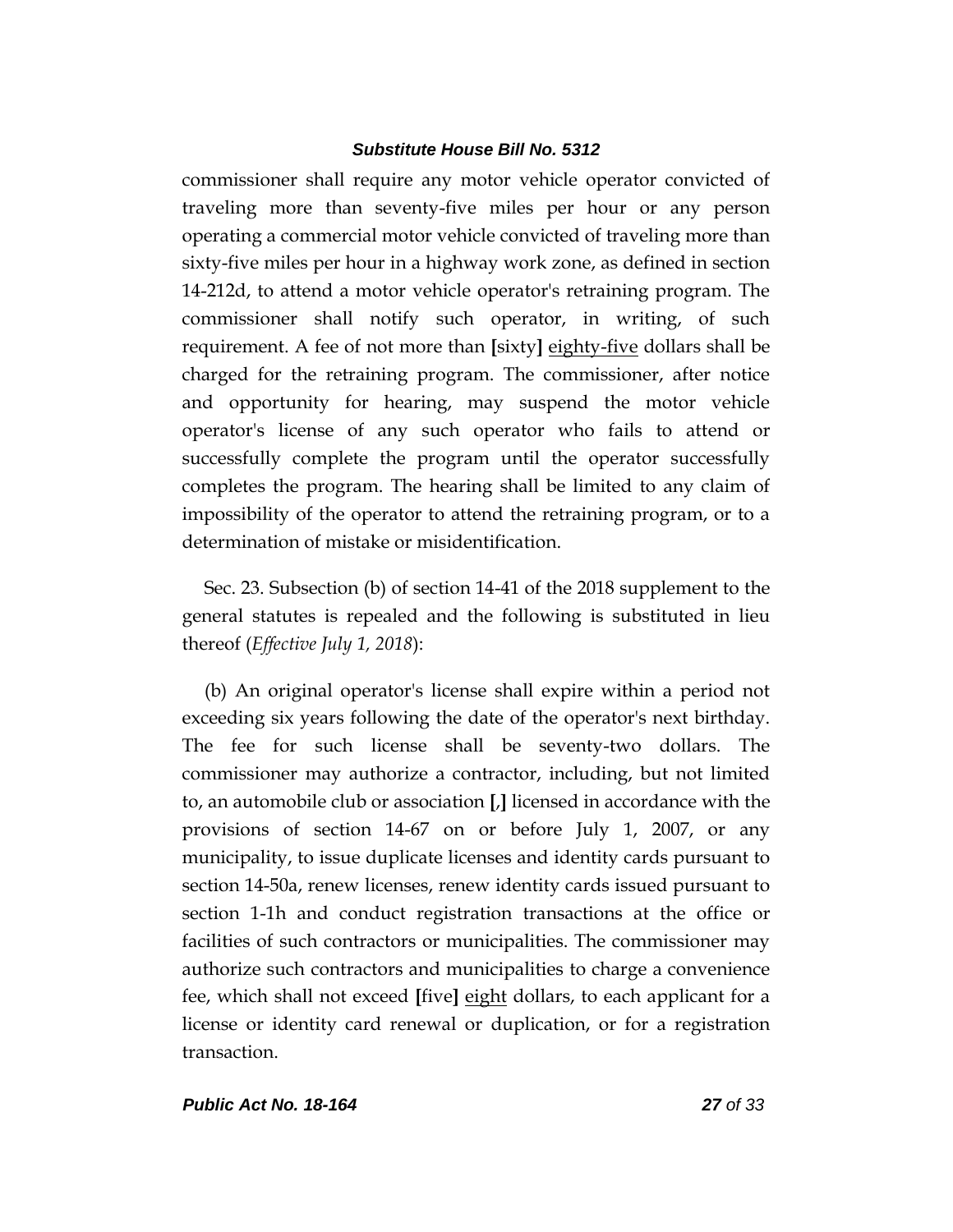commissioner shall require any motor vehicle operator convicted of traveling more than seventy-five miles per hour or any person operating a commercial motor vehicle convicted of traveling more than sixty-five miles per hour in a highway work zone, as defined in section 14-212d, to attend a motor vehicle operator's retraining program. The commissioner shall notify such operator, in writing, of such requirement. A fee of not more than **[**sixty**]** <u>eighty-five</u> dollars shall be charged for the retraining program. The commissioner, after notice and opportunity for hearing, may suspend the motor vehicle operator's license of any such operator who fails to attend or successfully complete the program until the operator successfully completes the program. The hearing shall be limited to any claim of impossibility of the operator to attend the retraining program, or to a determination of mistake or misidentification.

Sec. 23. Subsection (b) of section 14-41 of the 2018 supplement to the general statutes is repealed and the following is substituted in lieu thereof (*Effective July 1, 2018*):

(b) An original operator's license shall expire within a period not exceeding six years following the date of the operator's next birthday. The fee for such license shall be seventy-two dollars. The commissioner may authorize a contractor, including, but not limited to, an automobile club or association **[**,**]** licensed in accordance with the provisions of section 14-67 on or before July 1, 2007, or any municipality, to issue duplicate licenses and identity cards pursuant to section 14-50a, renew licenses, renew identity cards issued pursuant to section 1-1h and conduct registration transactions at the office or facilities of such contractors or municipalities. The commissioner may authorize such contractors and municipalities to charge a convenience fee, which shall not exceed **[**five**]** <u>eight</u> dollars, to each applicant for a license or identity card renewal or duplication, or for a registration transaction.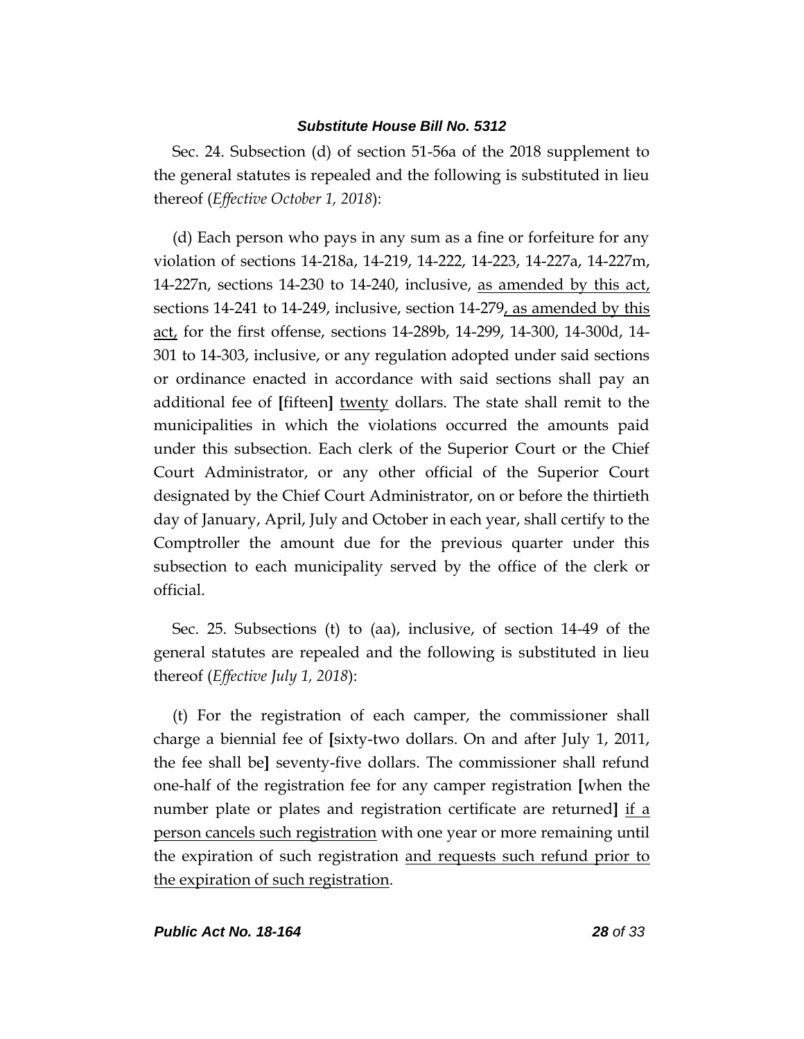Sec. 24. Subsection (d) of section 51-56a of the 2018 supplement to the general statutes is repealed and the following is substituted in lieu thereof (*Effective October 1, 2018*):

(d) Each person who pays in any sum as a fine or forfeiture for any violation of sections 14-218a, 14-219, 14-222, 14-223, 14-227a, 14-227m, 14-227n, sections 14-230 to 14-240, inclusive, <u>as amended by this act,</u> sections 14-241 to 14-249, inclusive, section 14-279<u>, as amended by this act,</u> for the first offense, sections 14-289b, 14-299, 14-300, 14-300d, 14-301 to 14-303, inclusive, or any regulation adopted under said sections or ordinance enacted in accordance with said sections shall pay an additional fee of **[**fifteen**]** <u>twenty</u> dollars. The state shall remit to the municipalities in which the violations occurred the amounts paid under this subsection. Each clerk of the Superior Court or the Chief Court Administrator, or any other official of the Superior Court designated by the Chief Court Administrator, on or before the thirtieth day of January, April, July and October in each year, shall certify to the Comptroller the amount due for the previous quarter under this subsection to each municipality served by the office of the clerk or official.

Sec. 25. Subsections (t) to (aa), inclusive, of section 14-49 of the general statutes are repealed and the following is substituted in lieu thereof (*Effective July 1, 2018*):

(t) For the registration of each camper, the commissioner shall charge a biennial fee of **[**sixty-two dollars. On and after July 1, 2011, the fee shall be**]** seventy-five dollars. The commissioner shall refund one-half of the registration fee for any camper registration **[**when the number plate or plates and registration certificate are returned**]** <u>if a person cancels such registration</u> with one year or more remaining until the expiration of such registration <u>and requests such refund prior to the expiration of such registration</u>.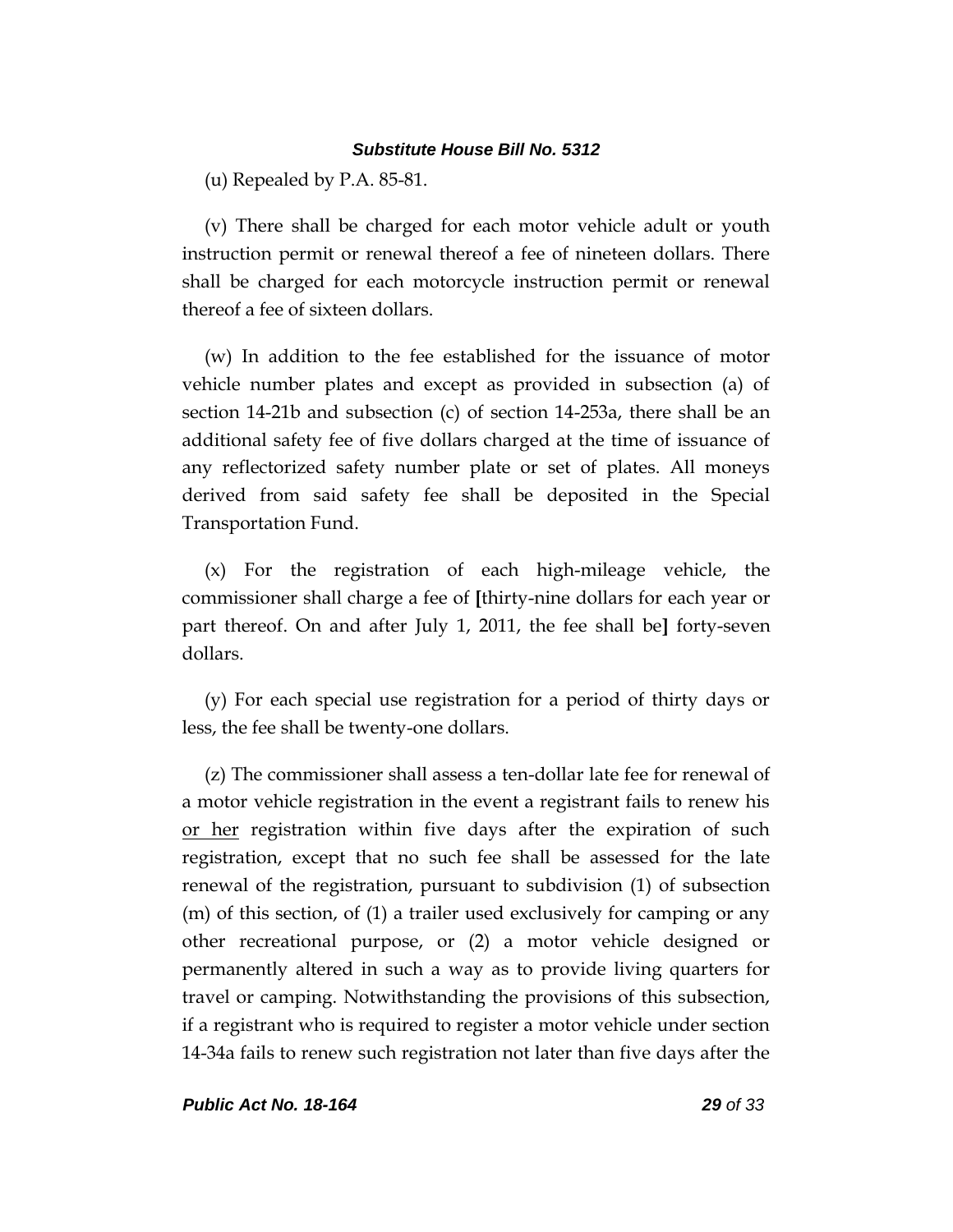(u) Repealed by P.A. 85-81.

(v) There shall be charged for each motor vehicle adult or youth instruction permit or renewal thereof a fee of nineteen dollars. There shall be charged for each motorcycle instruction permit or renewal thereof a fee of sixteen dollars.

(w) In addition to the fee established for the issuance of motor vehicle number plates and except as provided in subsection (a) of section 14-21b and subsection (c) of section 14-253a, there shall be an additional safety fee of five dollars charged at the time of issuance of any reflectorized safety number plate or set of plates. All moneys derived from said safety fee shall be deposited in the Special Transportation Fund.

(x) For the registration of each high-mileage vehicle, the commissioner shall charge a fee of **[**thirty-nine dollars for each year or part thereof. On and after July 1, 2011, the fee shall be**]** forty-seven dollars.

(y) For each special use registration for a period of thirty days or less, the fee shall be twenty-one dollars.

(z) The commissioner shall assess a ten-dollar late fee for renewal of a motor vehicle registration in the event a registrant fails to renew his <u>or her</u> registration within five days after the expiration of such registration, except that no such fee shall be assessed for the late renewal of the registration, pursuant to subdivision (1) of subsection (m) of this section, of (1) a trailer used exclusively for camping or any other recreational purpose, or (2) a motor vehicle designed or permanently altered in such a way as to provide living quarters for travel or camping. Notwithstanding the provisions of this subsection, if a registrant who is required to register a motor vehicle under section 14-34a fails to renew such registration not later than five days after the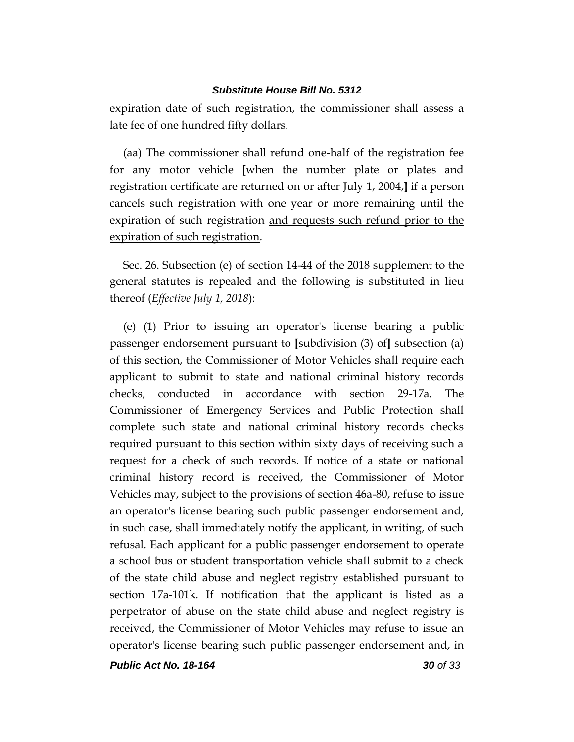expiration date of such registration, the commissioner shall assess a late fee of one hundred fifty dollars.

(aa) The commissioner shall refund one-half of the registration fee for any motor vehicle [when the number plate or plates and registration certificate are returned on or after July 1, 2004,] <u>if a person cancels such registration</u> with one year or more remaining until the expiration of such registration <u>and requests such refund prior to the expiration of such registration</u>.

Sec. 26. Subsection (e) of section 14-44 of the 2018 supplement to the general statutes is repealed and the following is substituted in lieu thereof (*Effective July 1, 2018*):

(e) (1) Prior to issuing an operator's license bearing a public passenger endorsement pursuant to [subdivision (3) of] subsection (a) of this section, the Commissioner of Motor Vehicles shall require each applicant to submit to state and national criminal history records checks, conducted in accordance with section 29-17a. The Commissioner of Emergency Services and Public Protection shall complete such state and national criminal history records checks required pursuant to this section within sixty days of receiving such a request for a check of such records. If notice of a state or national criminal history record is received, the Commissioner of Motor Vehicles may, subject to the provisions of section 46a-80, refuse to issue an operator's license bearing such public passenger endorsement and, in such case, shall immediately notify the applicant, in writing, of such refusal. Each applicant for a public passenger endorsement to operate a school bus or student transportation vehicle shall submit to a check of the state child abuse and neglect registry established pursuant to section 17a-101k. If notification that the applicant is listed as a perpetrator of abuse on the state child abuse and neglect registry is received, the Commissioner of Motor Vehicles may refuse to issue an operator's license bearing such public passenger endorsement and, in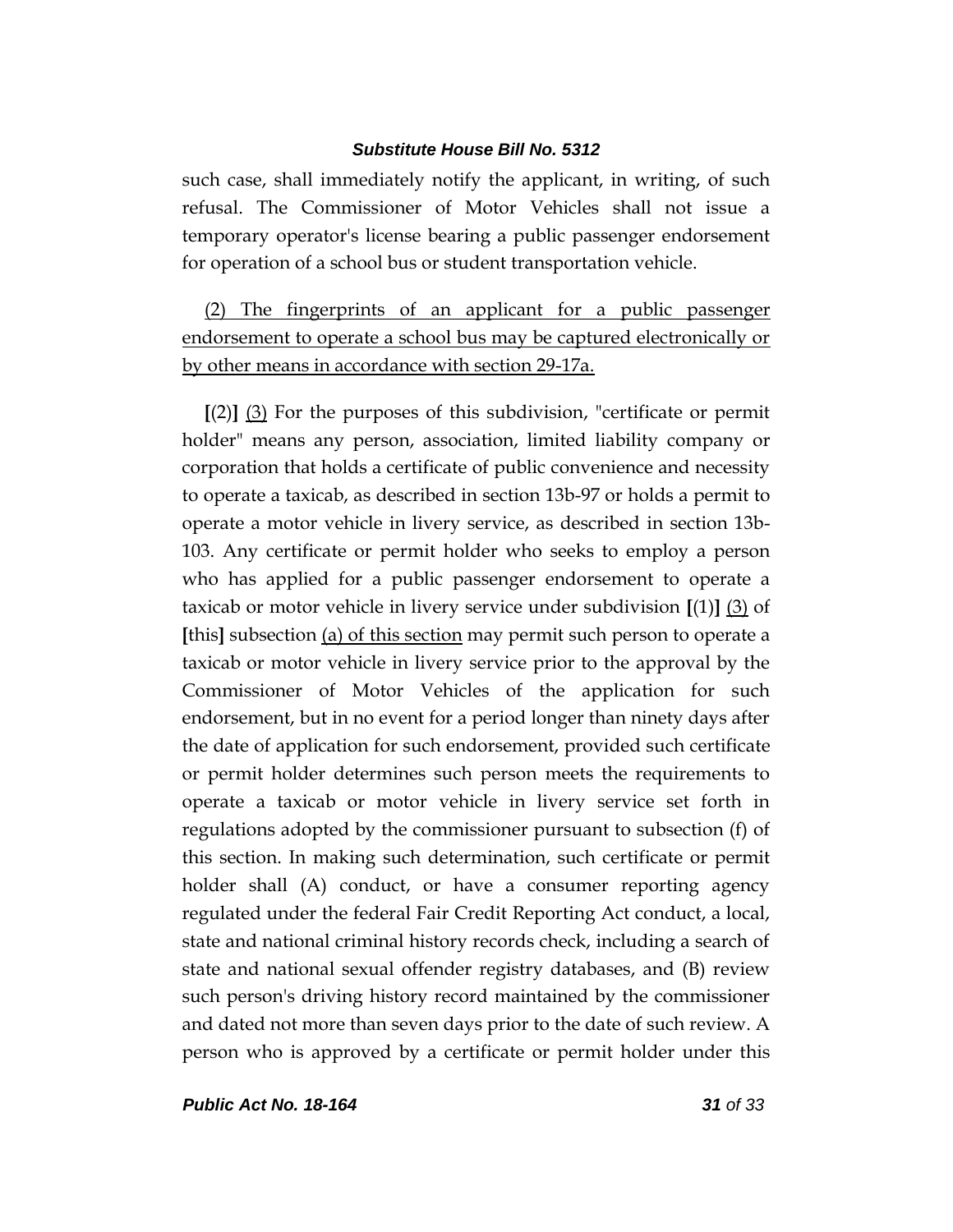such case, shall immediately notify the applicant, in writing, of such refusal. The Commissioner of Motor Vehicles shall not issue a temporary operator's license bearing a public passenger endorsement for operation of a school bus or student transportation vehicle.

<u>(2) The fingerprints of an applicant for a public passenger endorsement to operate a school bus may be captured electronically or by other means in accordance with section 29-17a.</u>

**[**(2)**]** <u>(3)</u> For the purposes of this subdivision, "certificate or permit holder" means any person, association, limited liability company or corporation that holds a certificate of public convenience and necessity to operate a taxicab, as described in section 13b-97 or holds a permit to operate a motor vehicle in livery service, as described in section 13b-103. Any certificate or permit holder who seeks to employ a person who has applied for a public passenger endorsement to operate a taxicab or motor vehicle in livery service under subdivision **[**(1)**]** <u>(3)</u> of **[**this**]** subsection <u>(a) of this section</u> may permit such person to operate a taxicab or motor vehicle in livery service prior to the approval by the Commissioner of Motor Vehicles of the application for such endorsement, but in no event for a period longer than ninety days after the date of application for such endorsement, provided such certificate or permit holder determines such person meets the requirements to operate a taxicab or motor vehicle in livery service set forth in regulations adopted by the commissioner pursuant to subsection (f) of this section. In making such determination, such certificate or permit holder shall (A) conduct, or have a consumer reporting agency regulated under the federal Fair Credit Reporting Act conduct, a local, state and national criminal history records check, including a search of state and national sexual offender registry databases, and (B) review such person's driving history record maintained by the commissioner and dated not more than seven days prior to the date of such review. A person who is approved by a certificate or permit holder under this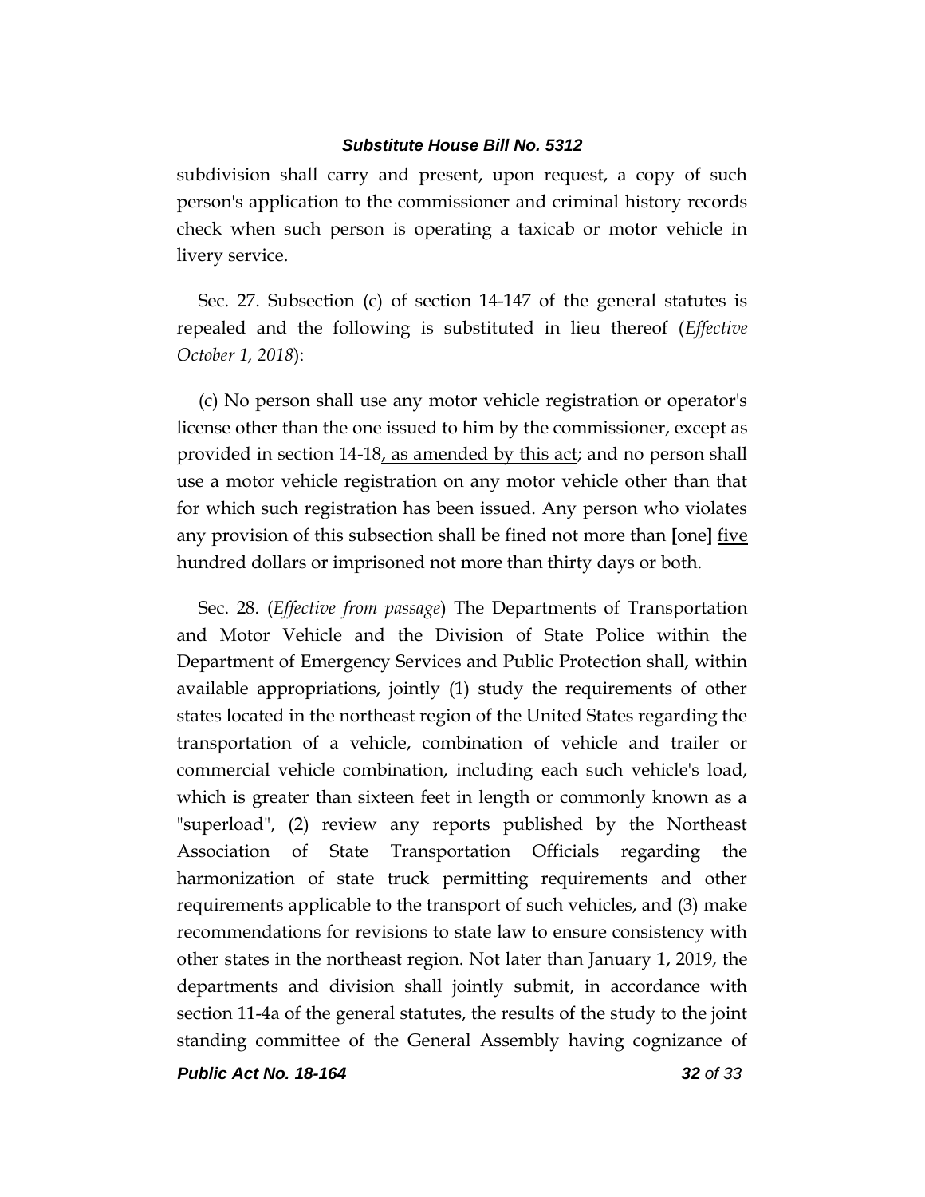subdivision shall carry and present, upon request, a copy of such person's application to the commissioner and criminal history records check when such person is operating a taxicab or motor vehicle in livery service.

Sec. 27. Subsection (c) of section 14-147 of the general statutes is repealed and the following is substituted in lieu thereof (*Effective October 1, 2018*):

(c) No person shall use any motor vehicle registration or operator's license other than the one issued to him by the commissioner, except as provided in section 14-18<u>, as amended by this act</u>; and no person shall use a motor vehicle registration on any motor vehicle other than that for which such registration has been issued. Any person who violates any provision of this subsection shall be fined not more than **[**one**]** <u>five</u> hundred dollars or imprisoned not more than thirty days or both.

Sec. 28. (*Effective from passage*) The Departments of Transportation and Motor Vehicle and the Division of State Police within the Department of Emergency Services and Public Protection shall, within available appropriations, jointly (1) study the requirements of other states located in the northeast region of the United States regarding the transportation of a vehicle, combination of vehicle and trailer or commercial vehicle combination, including each such vehicle's load, which is greater than sixteen feet in length or commonly known as a "superload", (2) review any reports published by the Northeast Association of State Transportation Officials regarding the harmonization of state truck permitting requirements and other requirements applicable to the transport of such vehicles, and (3) make recommendations for revisions to state law to ensure consistency with other states in the northeast region. Not later than January 1, 2019, the departments and division shall jointly submit, in accordance with section 11-4a of the general statutes, the results of the study to the joint standing committee of the General Assembly having cognizance of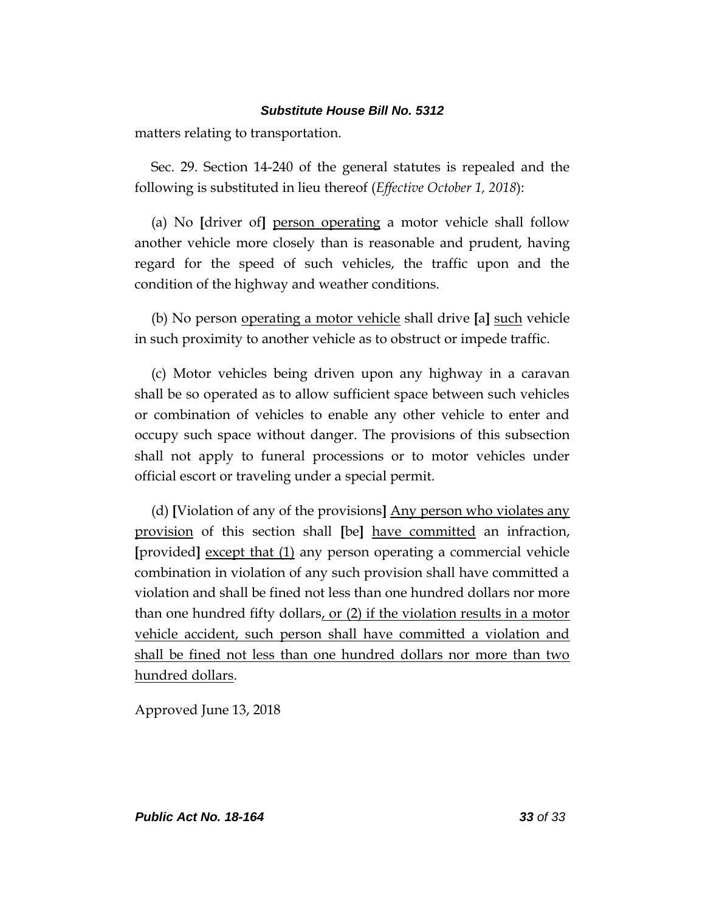matters relating to transportation.

Sec. 29. Section 14-240 of the general statutes is repealed and the following is substituted in lieu thereof (*Effective October 1, 2018*):

(a) No **[**driver of**]** <u>person operating</u> a motor vehicle shall follow another vehicle more closely than is reasonable and prudent, having regard for the speed of such vehicles, the traffic upon and the condition of the highway and weather conditions.

(b) No person <u>operating a motor vehicle</u> shall drive **[**a**]** <u>such</u> vehicle in such proximity to another vehicle as to obstruct or impede traffic.

(c) Motor vehicles being driven upon any highway in a caravan shall be so operated as to allow sufficient space between such vehicles or combination of vehicles to enable any other vehicle to enter and occupy such space without danger. The provisions of this subsection shall not apply to funeral processions or to motor vehicles under official escort or traveling under a special permit.

(d) **[**Violation of any of the provisions**]** <u>Any person who violates any provision</u> of this section shall **[**be**]** <u>have committed</u> an infraction, **[**provided**]** <u>except that (1)</u> any person operating a commercial vehicle combination in violation of any such provision shall have committed a violation and shall be fined not less than one hundred dollars nor more than one hundred fifty dollars<u>, or (2) if the violation results in a motor vehicle accident, such person shall have committed a violation and shall be fined not less than one hundred dollars nor more than two hundred dollars</u>.

Approved June 13, 2018